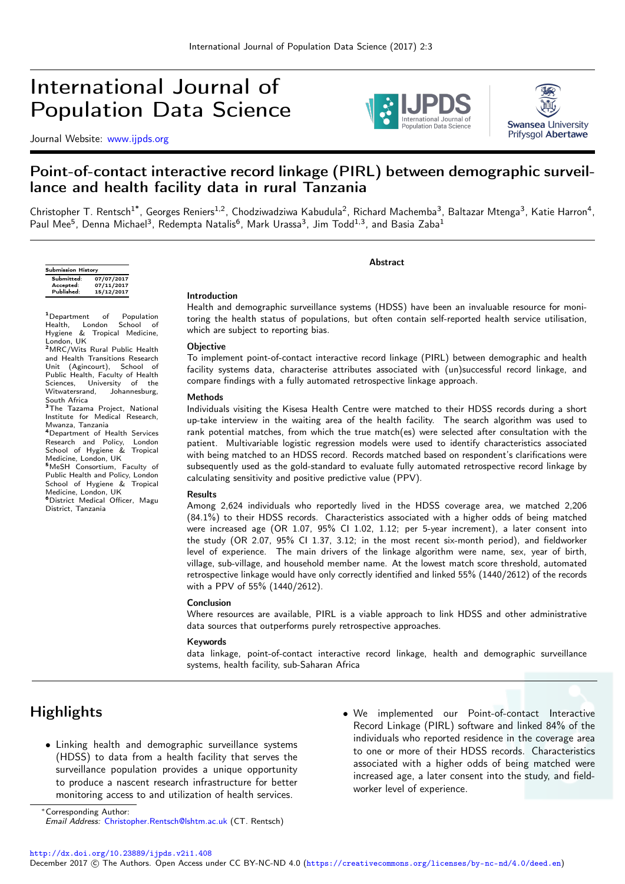# International Journal of Population Data Science

Journal Website: www.ijpds.org

## Point-of-contact interactive record linkage (PIRL) between demographic surveillance and health facility data in rural Tanzania

Christopher T. Rentsch[1*], Georges Reniers[1,2], Chodziwadziwa Kabudula[2], Richard Machemba[3], Baltazar Mtenga[3], Katie Harron[4], Paul Mee[5], Denna Michael[3], Redempta Natalis[6], Mark Urassa[3], Jim Todd[1,3], and Basia Zaba[1]

| Submission History | |
|---|---|
| Submitted: | 07/07/2017 |
| Accepted: | 07/11/2017 |
| Published: | 15/12/2017 |

[1]Department of Population Health, London School of Hygiene & Tropical Medicine, London, UK
[2]MRC/Wits Rural Public Health and Health Transitions Research Unit (Agincourt), School of Public Health, Faculty of Health Sciences, University of the Witwatersrand, Johannesburg, South Africa
[3]The Tazama Project, National Institute for Medical Research, Mwanza, Tanzania
[4]Department of Health Services Research and Policy, London School of Hygiene & Tropical Medicine, London, UK
[5]MeSH Consortium, Faculty of Public Health and Policy, London School of Hygiene & Tropical Medicine, London, UK
[6]District Medical Officer, Magu District, Tanzania

### Abstract

**Introduction**
Health and demographic surveillance systems (HDSS) have been an invaluable resource for monitoring the health status of populations, but often contain self-reported health service utilisation, which are subject to reporting bias.

**Objective**
To implement point-of-contact interactive record linkage (PIRL) between demographic and health facility systems data, characterise attributes associated with (un)successful record linkage, and compare findings with a fully automated retrospective linkage approach.

**Methods**
Individuals visiting the Kisesa Health Centre were matched to their HDSS records during a short up-take interview in the waiting area of the health facility. The search algorithm was used to rank potential matches, from which the true match(es) were selected after consultation with the patient. Multivariable logistic regression models were used to identify characteristics associated with being matched to an HDSS record. Records matched based on respondent's clarifications were subsequently used as the gold-standard to evaluate fully automated retrospective record linkage by calculating sensitivity and positive predictive value (PPV).

**Results**
Among 2,624 individuals who reportedly lived in the HDSS coverage area, we matched 2,206 (84.1%) to their HDSS records. Characteristics associated with a higher odds of being matched were increased age (OR 1.07, 95% CI 1.02, 1.12; per 5-year increment), a later consent into the study (OR 2.07, 95% CI 1.37, 3.12; in the most recent six-month period), and fieldworker level of experience. The main drivers of the linkage algorithm were name, sex, year of birth, village, sub-village, and household member name. At the lowest match score threshold, automated retrospective linkage would have only correctly identified and linked 55% (1440/2612) of the records with a PPV of 55% (1440/2612).

**Conclusion**
Where resources are available, PIRL is a viable approach to link HDSS and other administrative data sources that outperforms purely retrospective approaches.

**Keywords**
data linkage, point-of-contact interactive record linkage, health and demographic surveillance systems, health facility, sub-Saharan Africa

## Highlights

- Linking health and demographic surveillance systems (HDSS) to data from a health facility that serves the surveillance population provides a unique opportunity to produce a nascent research infrastructure for better monitoring access to and utilization of health services.
- We implemented our Point-of-contact Interactive Record Linkage (PIRL) software and linked 84% of the individuals who reported residence in the coverage area to one or more of their HDSS records. Characteristics associated with a higher odds of being matched were increased age, a later consent into the study, and fieldworker level of experience.

*Corresponding Author:
*Email Address:* Christopher.Rentsch@lshtm.ac.uk (CT. Rentsch)

http://dx.doi.org/10.23889/ijpds.v2i1.408
December 2017 © The Authors. Open Access under CC BY-NC-ND 4.0 (https://creativecommons.org/licenses/by-nc-nd/4.0/deed.en)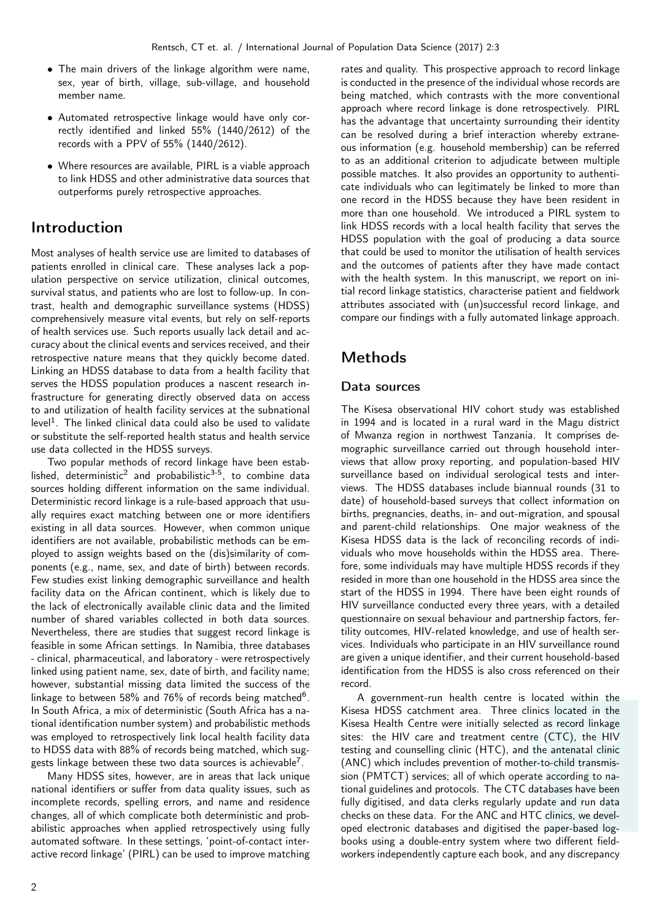- The main drivers of the linkage algorithm were name, sex, year of birth, village, sub-village, and household member name.
- Automated retrospective linkage would have only correctly identified and linked 55% (1440/2612) of the records with a PPV of 55% (1440/2612).
- Where resources are available, PIRL is a viable approach to link HDSS and other administrative data sources that outperforms purely retrospective approaches.

## Introduction

Most analyses of health service use are limited to databases of patients enrolled in clinical care. These analyses lack a population perspective on service utilization, clinical outcomes, survival status, and patients who are lost to follow-up. In contrast, health and demographic surveillance systems (HDSS) comprehensively measure vital events, but rely on self-reports of health services use. Such reports usually lack detail and accuracy about the clinical events and services received, and their retrospective nature means that they quickly become dated. Linking an HDSS database to data from a health facility that serves the HDSS population produces a nascent research infrastructure for generating directly observed data on access to and utilization of health facility services at the subnational level[1]. The linked clinical data could also be used to validate or substitute the self-reported health status and health service use data collected in the HDSS surveys.

Two popular methods of record linkage have been established, deterministic[2] and probabilistic[3-5], to combine data sources holding different information on the same individual. Deterministic record linkage is a rule-based approach that usually requires exact matching between one or more identifiers existing in all data sources. However, when common unique identifiers are not available, probabilistic methods can be employed to assign weights based on the (dis)similarity of components (e.g., name, sex, and date of birth) between records. Few studies exist linking demographic surveillance and health facility data on the African continent, which is likely due to the lack of electronically available clinic data and the limited number of shared variables collected in both data sources. Nevertheless, there are studies that suggest record linkage is feasible in some African settings. In Namibia, three databases - clinical, pharmaceutical, and laboratory - were retrospectively linked using patient name, sex, date of birth, and facility name; however, substantial missing data limited the success of the linkage to between 58% and 76% of records being matched[6]. In South Africa, a mix of deterministic (South Africa has a national identification number system) and probabilistic methods was employed to retrospectively link local health facility data to HDSS data with 88% of records being matched, which suggests linkage between these two data sources is achievable[7].

Many HDSS sites, however, are in areas that lack unique national identifiers or suffer from data quality issues, such as incomplete records, spelling errors, and name and residence changes, all of which complicate both deterministic and probabilistic approaches when applied retrospectively using fully automated software. In these settings, 'point-of-contact interactive record linkage' (PIRL) can be used to improve matching rates and quality. This prospective approach to record linkage is conducted in the presence of the individual whose records are being matched, which contrasts with the more conventional approach where record linkage is done retrospectively. PIRL has the advantage that uncertainty surrounding their identity can be resolved during a brief interaction whereby extraneous information (e.g. household membership) can be referred to as an additional criterion to adjudicate between multiple possible matches. It also provides an opportunity to authenticate individuals who can legitimately be linked to more than one record in the HDSS because they have been resident in more than one household. We introduced a PIRL system to link HDSS records with a local health facility that serves the HDSS population with the goal of producing a data source that could be used to monitor the utilisation of health services and the outcomes of patients after they have made contact with the health system. In this manuscript, we report on initial record linkage statistics, characterise patient and fieldwork attributes associated with (un)successful record linkage, and compare our findings with a fully automated linkage approach.

## Methods

### Data sources

The Kisesa observational HIV cohort study was established in 1994 and is located in a rural ward in the Magu district of Mwanza region in northwest Tanzania. It comprises demographic surveillance carried out through household interviews that allow proxy reporting, and population-based HIV surveillance based on individual serological tests and interviews. The HDSS databases include biannual rounds (31 to date) of household-based surveys that collect information on births, pregnancies, deaths, in- and out-migration, and spousal and parent-child relationships. One major weakness of the Kisesa HDSS data is the lack of reconciling records of individuals who move households within the HDSS area. Therefore, some individuals may have multiple HDSS records if they resided in more than one household in the HDSS area since the start of the HDSS in 1994. There have been eight rounds of HIV surveillance conducted every three years, with a detailed questionnaire on sexual behaviour and partnership factors, fertility outcomes, HIV-related knowledge, and use of health services. Individuals who participate in an HIV surveillance round are given a unique identifier, and their current household-based identification from the HDSS is also cross referenced on their record.

A government-run health centre is located within the Kisesa HDSS catchment area. Three clinics located in the Kisesa Health Centre were initially selected as record linkage sites: the HIV care and treatment centre (CTC), the HIV testing and counselling clinic (HTC), and the antenatal clinic (ANC) which includes prevention of mother-to-child transmission (PMTCT) services; all of which operate according to national guidelines and protocols. The CTC databases have been fully digitised, and data clerks regularly update and run data checks on these data. For the ANC and HTC clinics, we developed electronic databases and digitised the paper-based logbooks using a double-entry system where two different fieldworkers independently capture each book, and any discrepancy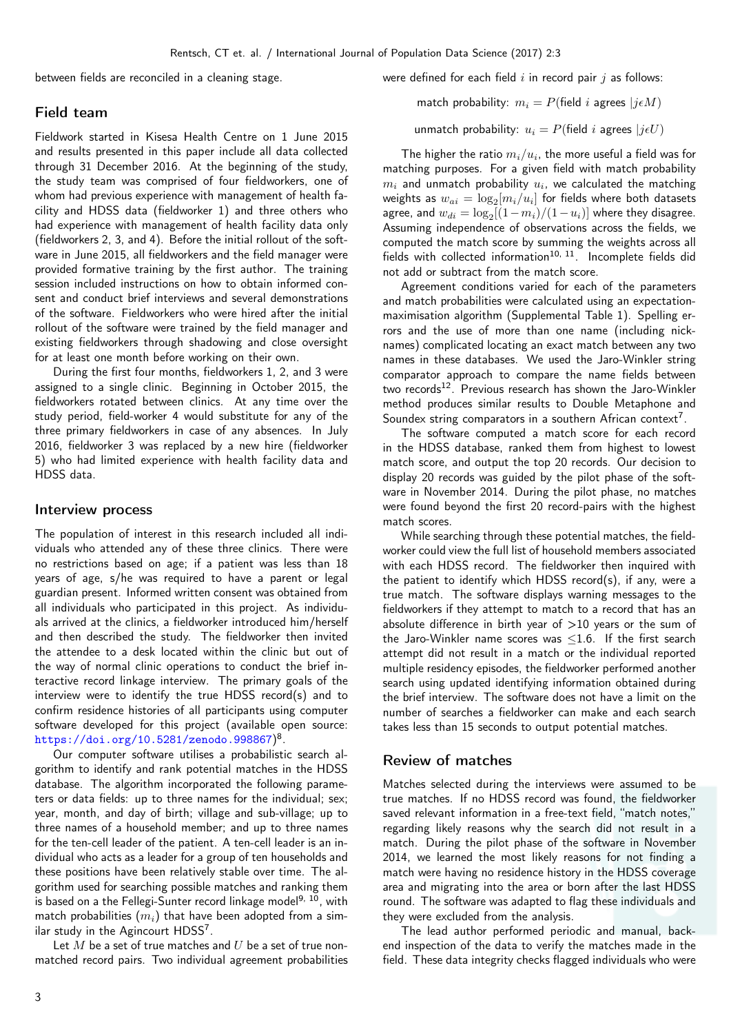between fields are reconciled in a cleaning stage.

## Field team

Fieldwork started in Kisesa Health Centre on 1 June 2015 and results presented in this paper include all data collected through 31 December 2016. At the beginning of the study, the study team was comprised of four fieldworkers, one of whom had previous experience with management of health facility and HDSS data (fieldworker 1) and three others who had experience with management of health facility data only (fieldworkers 2, 3, and 4). Before the initial rollout of the software in June 2015, all fieldworkers and the field manager were provided formative training by the first author. The training session included instructions on how to obtain informed consent and conduct brief interviews and several demonstrations of the software. Fieldworkers who were hired after the initial rollout of the software were trained by the field manager and existing fieldworkers through shadowing and close oversight for at least one month before working on their own.

During the first four months, fieldworkers 1, 2, and 3 were assigned to a single clinic. Beginning in October 2015, the fieldworkers rotated between clinics. At any time over the study period, field-worker 4 would substitute for any of the three primary fieldworkers in case of any absences. In July 2016, fieldworker 3 was replaced by a new hire (fieldworker 5) who had limited experience with health facility data and HDSS data.

## Interview process

The population of interest in this research included all individuals who attended any of these three clinics. There were no restrictions based on age; if a patient was less than 18 years of age, s/he was required to have a parent or legal guardian present. Informed written consent was obtained from all individuals who participated in this project. As individuals arrived at the clinics, a fieldworker introduced him/herself and then described the study. The fieldworker then invited the attendee to a desk located within the clinic but out of the way of normal clinic operations to conduct the brief interactive record linkage interview. The primary goals of the interview were to identify the true HDSS record(s) and to confirm residence histories of all participants using computer software developed for this project (available open source: https://doi.org/10.5281/zenodo.998867)[8].

Our computer software utilises a probabilistic search algorithm to identify and rank potential matches in the HDSS database. The algorithm incorporated the following parameters or data fields: up to three names for the individual; sex; year, month, and day of birth; village and sub-village; up to three names of a household member; and up to three names for the ten-cell leader of the patient. A ten-cell leader is an individual who acts as a leader for a group of ten households and these positions have been relatively stable over time. The algorithm used for searching possible matches and ranking them is based on a the Fellegi-Sunter record linkage model[9, 10], with match probabilities ($m_i$) that have been adopted from a similar study in the Agincourt HDSS[7].

Let $M$ be a set of true matches and $U$ be a set of true non-matched record pairs. Two individual agreement probabilities were defined for each field $i$ in record pair $j$ as follows:

$$\text{match probability: } m_i = P(\text{field } i \text{ agrees } | j \epsilon M)$$

$$\text{unmatch probability: } u_i = P(\text{field } i \text{ agrees } | j \epsilon U)$$

The higher the ratio $m_i/u_i$, the more useful a field was for matching purposes. For a given field with match probability $m_i$ and unmatch probability $u_i$, we calculated the matching weights as $w_{ai} = \log_2[m_i/u_i]$ for fields where both datasets agree, and $w_{di} = \log_2[(1-m_i)/(1-u_i)]$ where they disagree. Assuming independence of observations across the fields, we computed the match score by summing the weights across all fields with collected information[10, 11]. Incomplete fields did not add or subtract from the match score.

Agreement conditions varied for each of the parameters and match probabilities were calculated using an expectation-maximisation algorithm (Supplemental Table 1). Spelling errors and the use of more than one name (including nicknames) complicated locating an exact match between any two names in these databases. We used the Jaro-Winkler string comparator approach to compare the name fields between two records[12]. Previous research has shown the Jaro-Winkler method produces similar results to Double Metaphone and Soundex string comparators in a southern African context[7].

The software computed a match score for each record in the HDSS database, ranked them from highest to lowest match score, and output the top 20 records. Our decision to display 20 records was guided by the pilot phase of the software in November 2014. During the pilot phase, no matches were found beyond the first 20 record-pairs with the highest match scores.

While searching through these potential matches, the fieldworker could view the full list of household members associated with each HDSS record. The fieldworker then inquired with the patient to identify which HDSS record(s), if any, were a true match. The software displays warning messages to the fieldworkers if they attempt to match to a record that has an absolute difference in birth year of >10 years or the sum of the Jaro-Winkler name scores was ≤1.6. If the first search attempt did not result in a match or the individual reported multiple residency episodes, the fieldworker performed another search using updated identifying information obtained during the brief interview. The software does not have a limit on the number of searches a fieldworker can make and each search takes less than 15 seconds to output potential matches.

## Review of matches

Matches selected during the interviews were assumed to be true matches. If no HDSS record was found, the fieldworker saved relevant information in a free-text field, "match notes," regarding likely reasons why the search did not result in a match. During the pilot phase of the software in November 2014, we learned the most likely reasons for not finding a match were having no residence history in the HDSS coverage area and migrating into the area or born after the last HDSS round. The software was adapted to flag these individuals and they were excluded from the analysis.

The lead author performed periodic and manual, back-end inspection of the data to verify the matches made in the field. These data integrity checks flagged individuals who were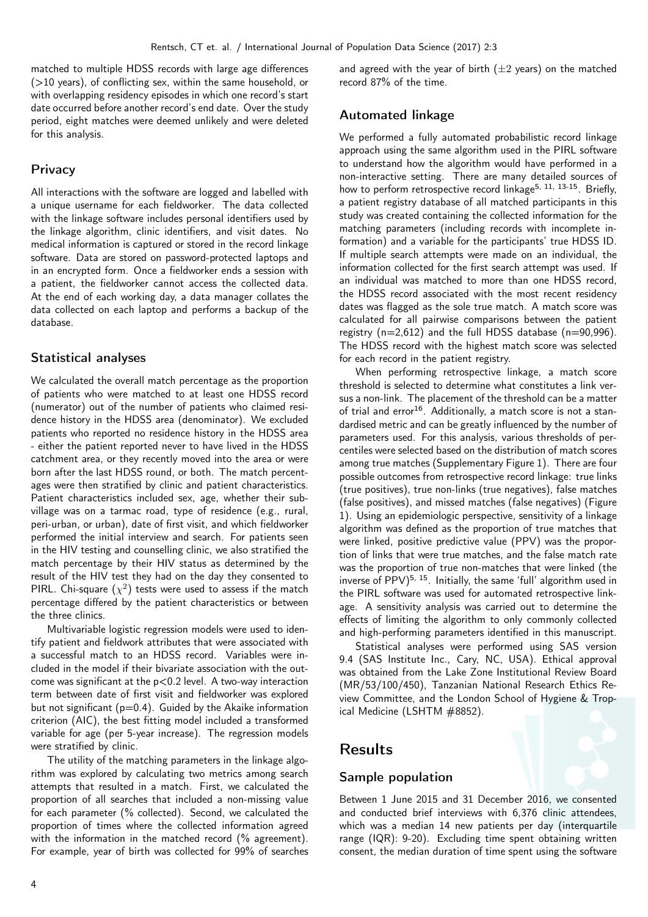matched to multiple HDSS records with large age differences (>10 years), of conflicting sex, within the same household, or with overlapping residency episodes in which one record's start date occurred before another record's end date. Over the study period, eight matches were deemed unlikely and were deleted for this analysis.

## Privacy

All interactions with the software are logged and labelled with a unique username for each fieldworker. The data collected with the linkage software includes personal identifiers used by the linkage algorithm, clinic identifiers, and visit dates. No medical information is captured or stored in the record linkage software. Data are stored on password-protected laptops and in an encrypted form. Once a fieldworker ends a session with a patient, the fieldworker cannot access the collected data. At the end of each working day, a data manager collates the data collected on each laptop and performs a backup of the database.

## Statistical analyses

We calculated the overall match percentage as the proportion of patients who were matched to at least one HDSS record (numerator) out of the number of patients who claimed residence history in the HDSS area (denominator). We excluded patients who reported no residence history in the HDSS area - either the patient reported never to have lived in the HDSS catchment area, or they recently moved into the area or were born after the last HDSS round, or both. The match percentages were then stratified by clinic and patient characteristics. Patient characteristics included sex, age, whether their subvillage was on a tarmac road, type of residence (e.g., rural, peri-urban, or urban), date of first visit, and which fieldworker performed the initial interview and search. For patients seen in the HIV testing and counselling clinic, we also stratified the match percentage by their HIV status as determined by the result of the HIV test they had on the day they consented to PIRL. Chi-square ($\chi^2$) tests were used to assess if the match percentage differed by the patient characteristics or between the three clinics.

Multivariable logistic regression models were used to identify patient and fieldwork attributes that were associated with a successful match to an HDSS record. Variables were included in the model if their bivariate association with the outcome was significant at the $p<0.2$ level. A two-way interaction term between date of first visit and fieldworker was explored but not significant ($p=0.4$). Guided by the Akaike information criterion (AIC), the best fitting model included a transformed variable for age (per 5-year increase). The regression models were stratified by clinic.

The utility of the matching parameters in the linkage algorithm was explored by calculating two metrics among search attempts that resulted in a match. First, we calculated the proportion of all searches that included a non-missing value for each parameter (% collected). Second, we calculated the proportion of times where the collected information agreed with the information in the matched record (% agreement). For example, year of birth was collected for 99% of searches and agreed with the year of birth ($\pm$2 years) on the matched record 87% of the time.

## Automated linkage

We performed a fully automated probabilistic record linkage approach using the same algorithm used in the PIRL software to understand how the algorithm would have performed in a non-interactive setting. There are many detailed sources of how to perform retrospective record linkage[5, 11, 13-15]. Briefly, a patient registry database of all matched participants in this study was created containing the collected information for the matching parameters (including records with incomplete information) and a variable for the participants' true HDSS ID. If multiple search attempts were made on an individual, the information collected for the first search attempt was used. If an individual was matched to more than one HDSS record, the HDSS record associated with the most recent residency dates was flagged as the sole true match. A match score was calculated for all pairwise comparisons between the patient registry (n=2,612) and the full HDSS database (n=90,996). The HDSS record with the highest match score was selected for each record in the patient registry.

When performing retrospective linkage, a match score threshold is selected to determine what constitutes a link versus a non-link. The placement of the threshold can be a matter of trial and error[16]. Additionally, a match score is not a standardised metric and can be greatly influenced by the number of parameters used. For this analysis, various thresholds of percentiles were selected based on the distribution of match scores among true matches (Supplementary Figure 1). There are four possible outcomes from retrospective record linkage: true links (true positives), true non-links (true negatives), false matches (false positives), and missed matches (false negatives) (Figure 1). Using an epidemiologic perspective, sensitivity of a linkage algorithm was defined as the proportion of true matches that were linked, positive predictive value (PPV) was the proportion of links that were true matches, and the false match rate was the proportion of true non-matches that were linked (the inverse of PPV)[5, 15]. Initially, the same 'full' algorithm used in the PIRL software was used for automated retrospective linkage. A sensitivity analysis was carried out to determine the effects of limiting the algorithm to only commonly collected and high-performing parameters identified in this manuscript.

Statistical analyses were performed using SAS version 9.4 (SAS Institute Inc., Cary, NC, USA). Ethical approval was obtained from the Lake Zone Institutional Review Board (MR/53/100/450), Tanzanian National Research Ethics Review Committee, and the London School of Hygiene & Tropical Medicine (LSHTM #8852).

# Results

## Sample population

Between 1 June 2015 and 31 December 2016, we consented and conducted brief interviews with 6,376 clinic attendees, which was a median 14 new patients per day (interquartile range (IQR): 9-20). Excluding time spent obtaining written consent, the median duration of time spent using the software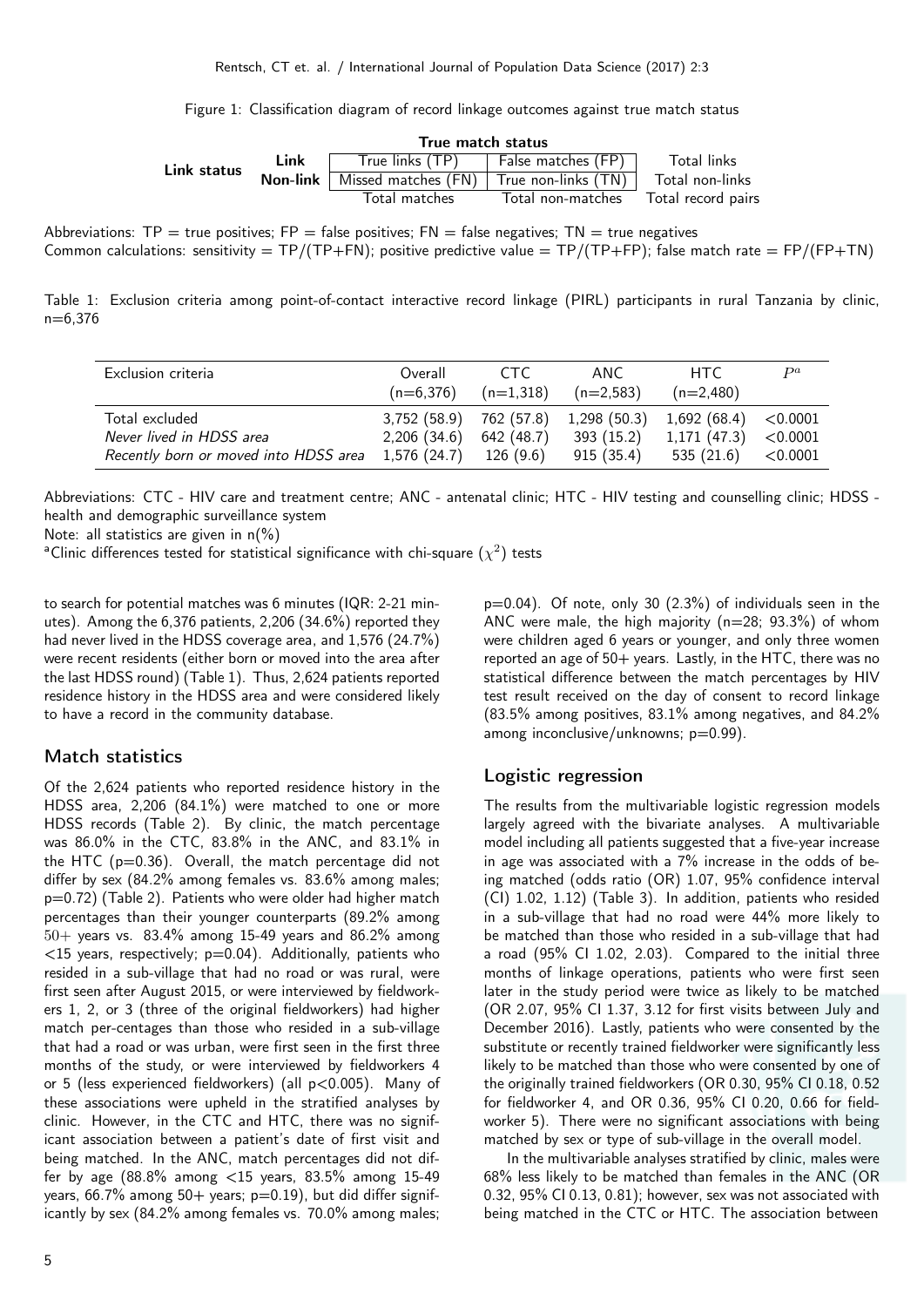Figure 1: Classification diagram of record linkage outcomes against true match status

| | | True match status | | |
|---|---|---|---|---|
| **Link status** | **Link** | True links (TP) | False matches (FP) | Total links |
| | **Non-link** | Missed matches (FN) | True non-links (TN) | Total non-links |
| | | Total matches | Total non-matches | Total record pairs |

Abbreviations: TP = true positives; FP = false positives; FN = false negatives; TN = true negatives
Common calculations: sensitivity = TP/(TP+FN); positive predictive value = TP/(TP+FP); false match rate = FP/(FP+TN)

Table 1: Exclusion criteria among point-of-contact interactive record linkage (PIRL) participants in rural Tanzania by clinic, n=6,376

| Exclusion criteria | Overall (n=6,376) | CTC (n=1,318) | ANC (n=2,583) | HTC (n=2,480) | $P^a$ |
|---|---|---|---|---|---|
| Total excluded | 3,752 (58.9) | 762 (57.8) | 1,298 (50.3) | 1,692 (68.4) | <0.0001 |
| *Never lived in HDSS area* | 2,206 (34.6) | 642 (48.7) | 393 (15.2) | 1,171 (47.3) | <0.0001 |
| *Recently born or moved into HDSS area* | 1,576 (24.7) | 126 (9.6) | 915 (35.4) | 535 (21.6) | <0.0001 |

Abbreviations: CTC - HIV care and treatment centre; ANC - antenatal clinic; HTC - HIV testing and counselling clinic; HDSS - health and demographic surveillance system
Note: all statistics are given in n(%)
[a]Clinic differences tested for statistical significance with chi-square ($\chi^2$) tests

to search for potential matches was 6 minutes (IQR: 2-21 minutes). Among the 6,376 patients, 2,206 (34.6%) reported they had never lived in the HDSS coverage area, and 1,576 (24.7%) were recent residents (either born or moved into the area after the last HDSS round) (Table 1). Thus, 2,624 patients reported residence history in the HDSS area and were considered likely to have a record in the community database.

## Match statistics

Of the 2,624 patients who reported residence history in the HDSS area, 2,206 (84.1%) were matched to one or more HDSS records (Table 2). By clinic, the match percentage was 86.0% in the CTC, 83.8% in the ANC, and 83.1% in the HTC (p=0.36). Overall, the match percentage did not differ by sex (84.2% among females vs. 83.6% among males; p=0.72) (Table 2). Patients who were older had higher match percentages than their younger counterparts (89.2% among 50+ years vs. 83.4% among 15-49 years and 86.2% among <15 years, respectively; p=0.04). Additionally, patients who resided in a sub-village that had no road or was rural, were first seen after August 2015, or were interviewed by fieldworkers 1, 2, or 3 (three of the original fieldworkers) had higher match per-centages than those who resided in a sub-village that had a road or was urban, were first seen in the first three months of the study, or were interviewed by fieldworkers 4 or 5 (less experienced fieldworkers) (all p<0.005). Many of these associations were upheld in the stratified analyses by clinic. However, in the CTC and HTC, there was no significant association between a patient's date of first visit and being matched. In the ANC, match percentages did not differ by age (88.8% among <15 years, 83.5% among 15-49 years, 66.7% among 50+ years; p=0.19), but did differ significantly by sex (84.2% among females vs. 70.0% among males; p=0.04). Of note, only 30 (2.3%) of individuals seen in the ANC were male, the high majority (n=28; 93.3%) of whom were children aged 6 years or younger, and only three women reported an age of 50+ years. Lastly, in the HTC, there was no statistical difference between the match percentages by HIV test result received on the day of consent to record linkage (83.5% among positives, 83.1% among negatives, and 84.2% among inconclusive/unknowns; p=0.99).

## Logistic regression

The results from the multivariable logistic regression models largely agreed with the bivariate analyses. A multivariable model including all patients suggested that a five-year increase in age was associated with a 7% increase in the odds of being matched (odds ratio (OR) 1.07, 95% confidence interval (CI) 1.02, 1.12) (Table 3). In addition, patients who resided in a sub-village that had no road were 44% more likely to be matched than those who resided in a sub-village that had a road (95% CI 1.02, 2.03). Compared to the initial three months of linkage operations, patients who were first seen later in the study period were twice as likely to be matched (OR 2.07, 95% CI 1.37, 3.12 for first visits between July and December 2016). Lastly, patients who were consented by the substitute or recently trained fieldworker were significantly less likely to be matched than those who were consented by one of the originally trained fieldworkers (OR 0.30, 95% CI 0.18, 0.52 for fieldworker 4, and OR 0.36, 95% CI 0.20, 0.66 for fieldworker 5). There were no significant associations with being matched by sex or type of sub-village in the overall model.

In the multivariable analyses stratified by clinic, males were 68% less likely to be matched than females in the ANC (OR 0.32, 95% CI 0.13, 0.81); however, sex was not associated with being matched in the CTC or HTC. The association between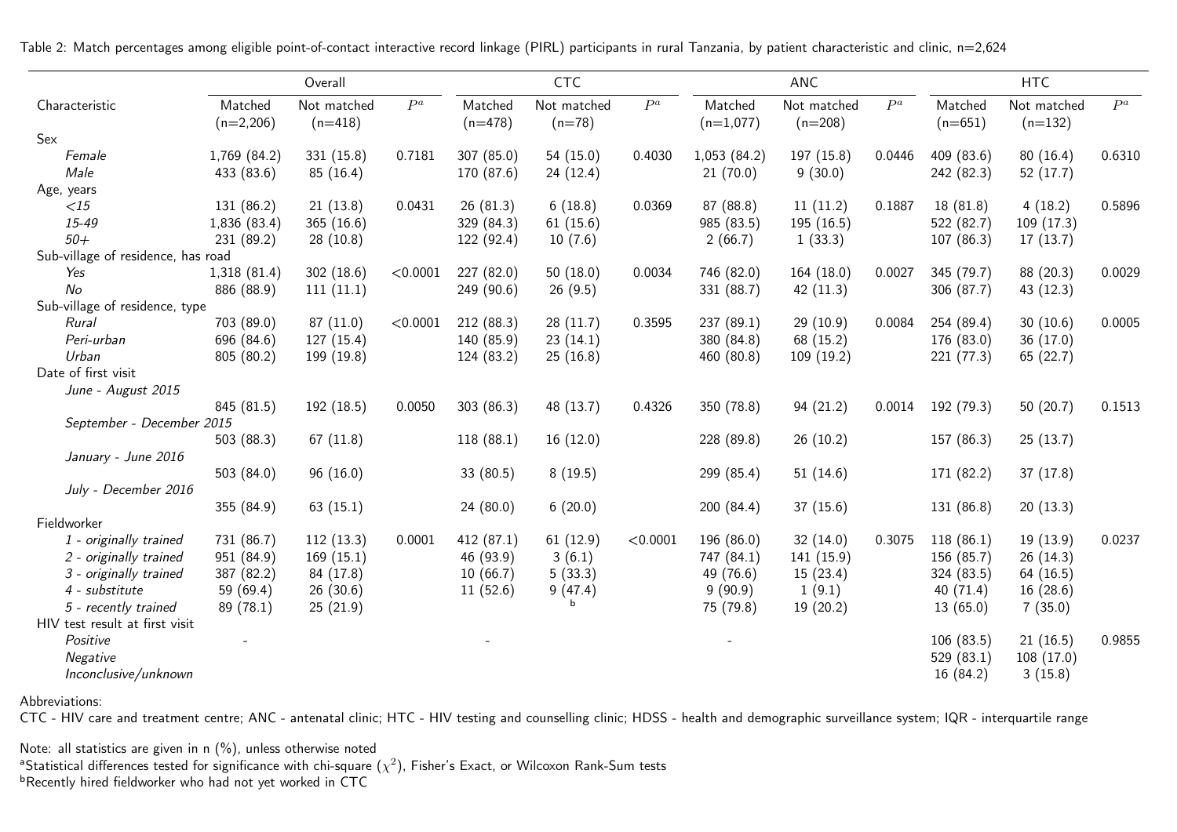Table 2: Match percentages among eligible point-of-contact interactive record linkage (PIRL) participants in rural Tanzania, by patient characteristic and clinic, n=2,624

| Characteristic | Overall | | | CTC | | | ANC | | | HTC | | |
|---|---|---|---|---|---|---|---|---|---|---|---|---|
| | Matched (n=2,206) | Not matched (n=418) | $P^a$ | Matched (n=478) | Not matched (n=78) | $P^a$ | Matched (n=1,077) | Not matched (n=208) | $P^a$ | Matched (n=651) | Not matched (n=132) | $P^a$ |
| Sex | | | | | | | | | | | | |
| *Female* | 1,769 (84.2) | 331 (15.8) | 0.7181 | 307 (85.0) | 54 (15.0) | 0.4030 | 1,053 (84.2) | 197 (15.8) | 0.0446 | 409 (83.6) | 80 (16.4) | 0.6310 |
| *Male* | 433 (83.6) | 85 (16.4) | | 170 (87.6) | 24 (12.4) | | 21 (70.0) | 9 (30.0) | | 242 (82.3) | 52 (17.7) | |
| Age, years | | | | | | | | | | | | |
| *<15* | 131 (86.2) | 21 (13.8) | 0.0431 | 26 (81.3) | 6 (18.8) | 0.0369 | 87 (88.8) | 11 (11.2) | 0.1887 | 18 (81.8) | 4 (18.2) | 0.5896 |
| *15-49* | 1,836 (83.4) | 365 (16.6) | | 329 (84.3) | 61 (15.6) | | 985 (83.5) | 195 (16.5) | | 522 (82.7) | 109 (17.3) | |
| *50+* | 231 (89.2) | 28 (10.8) | | 122 (92.4) | 10 (7.6) | | 2 (66.7) | 1 (33.3) | | 107 (86.3) | 17 (13.7) | |
| Sub-village of residence, has road | | | | | | | | | | | | |
| *Yes* | 1,318 (81.4) | 302 (18.6) | <0.0001 | 227 (82.0) | 50 (18.0) | 0.0034 | 746 (82.0) | 164 (18.0) | 0.0027 | 345 (79.7) | 88 (20.3) | 0.0029 |
| *No* | 886 (88.9) | 111 (11.1) | | 249 (90.6) | 26 (9.5) | | 331 (88.7) | 42 (11.3) | | 306 (87.7) | 43 (12.3) | |
| Sub-village of residence, type | | | | | | | | | | | | |
| *Rural* | 703 (89.0) | 87 (11.0) | <0.0001 | 212 (88.3) | 28 (11.7) | 0.3595 | 237 (89.1) | 29 (10.9) | 0.0084 | 254 (89.4) | 30 (10.6) | 0.0005 |
| *Peri-urban* | 696 (84.6) | 127 (15.4) | | 140 (85.9) | 23 (14.1) | | 380 (84.8) | 68 (15.2) | | 176 (83.0) | 36 (17.0) | |
| *Urban* | 805 (80.2) | 199 (19.8) | | 124 (83.2) | 25 (16.8) | | 460 (80.8) | 109 (19.2) | | 221 (77.3) | 65 (22.7) | |
| Date of first visit | | | | | | | | | | | | |
| *June - August 2015* | 845 (81.5) | 192 (18.5) | 0.0050 | 303 (86.3) | 48 (13.7) | 0.4326 | 350 (78.8) | 94 (21.2) | 0.0014 | 192 (79.3) | 50 (20.7) | 0.1513 |
| *September - December 2015* | 503 (88.3) | 67 (11.8) | | 118 (88.1) | 16 (12.0) | | 228 (89.8) | 26 (10.2) | | 157 (86.3) | 25 (13.7) | |
| *January - June 2016* | 503 (84.0) | 96 (16.0) | | 33 (80.5) | 8 (19.5) | | 299 (85.4) | 51 (14.6) | | 171 (82.2) | 37 (17.8) | |
| *July - December 2016* | 355 (84.9) | 63 (15.1) | | 24 (80.0) | 6 (20.0) | | 200 (84.4) | 37 (15.6) | | 131 (86.8) | 20 (13.3) | |
| Fieldworker | | | | | | | | | | | | |
| *1 - originally trained* | 731 (86.7) | 112 (13.3) | 0.0001 | 412 (87.1) | 61 (12.9) | <0.0001 | 196 (86.0) | 32 (14.0) | 0.3075 | 118 (86.1) | 19 (13.9) | 0.0237 |
| *2 - originally trained* | 951 (84.9) | 169 (15.1) | | 46 (93.9) | 3 (6.1) | | 747 (84.1) | 141 (15.9) | | 156 (85.7) | 26 (14.3) | |
| *3 - originally trained* | 387 (82.2) | 84 (17.8) | | 10 (66.7) | 5 (33.3) | | 49 (76.6) | 15 (23.4) | | 324 (83.5) | 64 (16.5) | |
| *4 - substitute* | 59 (69.4) | 26 (30.6) | | 11 (52.6) | 9 (47.4) | | 9 (90.9) | 1 (9.1) | | 40 (71.4) | 16 (28.6) | |
| *5 - recently trained* | 89 (78.1) | 25 (21.9) | | | [b] | | 75 (79.8) | 19 (20.2) | | 13 (65.0) | 7 (35.0) | |
| HIV test result at first visit | | | | | | | | | | | | |
| *Positive* | - | | | - | | | - | | | 106 (83.5) | 21 (16.5) | 0.9855 |
| *Negative* | | | | | | | | | | 529 (83.1) | 108 (17.0) | |
| *Inconclusive/unknown* | | | | | | | | | | 16 (84.2) | 3 (15.8) | |

Abbreviations:
CTC - HIV care and treatment centre; ANC - antenatal clinic; HTC - HIV testing and counselling clinic; HDSS - health and demographic surveillance system; IQR - interquartile range

Note: all statistics are given in n (%), unless otherwise noted
[a]Statistical differences tested for significance with chi-square ($\chi^2$), Fisher's Exact, or Wilcoxon Rank-Sum tests
[b]Recently hired fieldworker who had not yet worked in CTC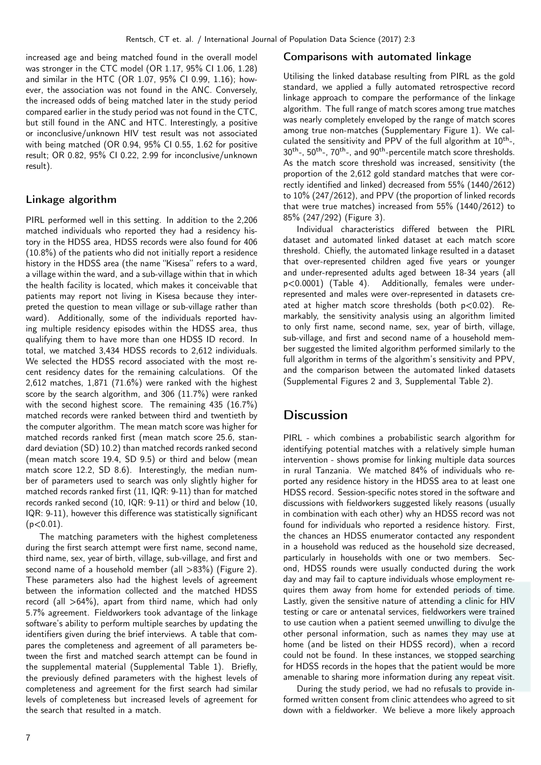increased age and being matched found in the overall model was stronger in the CTC model (OR 1.17, 95% CI 1.06, 1.28) and similar in the HTC (OR 1.07, 95% CI 0.99, 1.16); however, the association was not found in the ANC. Conversely, the increased odds of being matched later in the study period compared earlier in the study period was not found in the CTC, but still found in the ANC and HTC. Interestingly, a positive or inconclusive/unknown HIV test result was not associated with being matched (OR 0.94, 95% CI 0.55, 1.62 for positive result; OR 0.82, 95% CI 0.22, 2.99 for inconclusive/unknown result).

### Linkage algorithm

PIRL performed well in this setting. In addition to the 2,206 matched individuals who reported they had a residency history in the HDSS area, HDSS records were also found for 406 (10.8%) of the patients who did not initially report a residence history in the HDSS area (the name "Kisesa" refers to a ward, a village within the ward, and a sub-village within that in which the health facility is located, which makes it conceivable that patients may report not living in Kisesa because they interpreted the question to mean village or sub-village rather than ward). Additionally, some of the individuals reported having multiple residency episodes within the HDSS area, thus qualifying them to have more than one HDSS ID record. In total, we matched 3,434 HDSS records to 2,612 individuals. We selected the HDSS record associated with the most recent residency dates for the remaining calculations. Of the 2,612 matches, 1,871 (71.6%) were ranked with the highest score by the search algorithm, and 306 (11.7%) were ranked with the second highest score. The remaining 435 (16.7%) matched records were ranked between third and twentieth by the computer algorithm. The mean match score was higher for matched records ranked first (mean match score 25.6, standard deviation (SD) 10.2) than matched records ranked second (mean match score 19.4, SD 9.5) or third and below (mean match score 12.2, SD 8.6). Interestingly, the median number of parameters used to search was only slightly higher for matched records ranked first (11, IQR: 9-11) than for matched records ranked second (10, IQR: 9-11) or third and below (10, IQR: 9-11), however this difference was statistically significant ($p<0.01$).

The matching parameters with the highest completeness during the first search attempt were first name, second name, third name, sex, year of birth, village, sub-village, and first and second name of a household member (all >83%) (Figure 2). These parameters also had the highest levels of agreement between the information collected and the matched HDSS record (all >64%), apart from third name, which had only 5.7% agreement. Fieldworkers took advantage of the linkage software's ability to perform multiple searches by updating the identifiers given during the brief interviews. A table that compares the completeness and agreement of all parameters between the first and matched search attempt can be found in the supplemental material (Supplemental Table 1). Briefly, the previously defined parameters with the highest levels of completeness and agreement for the first search had similar levels of completeness but increased levels of agreement for the search that resulted in a match.

### Comparisons with automated linkage

Utilising the linked database resulting from PIRL as the gold standard, we applied a fully automated retrospective record linkage approach to compare the performance of the linkage algorithm. The full range of match scores among true matches was nearly completely enveloped by the range of match scores among true non-matches (Supplementary Figure 1). We calculated the sensitivity and PPV of the full algorithm at $10^{th}$-, $30^{th}$-, $50^{th}$-, $70^{th}$-, and $90^{th}$-percentile match score thresholds. As the match score threshold was increased, sensitivity (the proportion of the 2,612 gold standard matches that were correctly identified and linked) decreased from 55% (1440/2612) to 10% (247/2612), and PPV (the proportion of linked records that were true matches) increased from 55% (1440/2612) to 85% (247/292) (Figure 3).

Individual characteristics differed between the PIRL dataset and automated linked dataset at each match score threshold. Chiefly, the automated linkage resulted in a dataset that over-represented children aged five years or younger and under-represented adults aged between 18-34 years (all $p<0.0001$) (Table 4). Additionally, females were under-represented and males were over-represented in datasets created at higher match score thresholds (both $p<0.02$). Remarkably, the sensitivity analysis using an algorithm limited to only first name, second name, sex, year of birth, village, sub-village, and first and second name of a household member suggested the limited algorithm performed similarly to the full algorithm in terms of the algorithm's sensitivity and PPV, and the comparison between the automated linked datasets (Supplemental Figures 2 and 3, Supplemental Table 2).

## Discussion

PIRL - which combines a probabilistic search algorithm for identifying potential matches with a relatively simple human intervention - shows promise for linking multiple data sources in rural Tanzania. We matched 84% of individuals who reported any residence history in the HDSS area to at least one HDSS record. Session-specific notes stored in the software and discussions with fieldworkers suggested likely reasons (usually in combination with each other) why an HDSS record was not found for individuals who reported a residence history. First, the chances an HDSS enumerator contacted any respondent in a household was reduced as the household size decreased, particularly in households with one or two members. Second, HDSS rounds were usually conducted during the work day and may fail to capture individuals whose employment requires them away from home for extended periods of time. Lastly, given the sensitive nature of attending a clinic for HIV testing or care or antenatal services, fieldworkers were trained to use caution when a patient seemed unwilling to divulge the other personal information, such as names they may use at home (and be listed on their HDSS record), when a record could not be found. In these instances, we stopped searching for HDSS records in the hopes that the patient would be more amenable to sharing more information during any repeat visit.

During the study period, we had no refusals to provide informed written consent from clinic attendees who agreed to sit down with a fieldworker. We believe a more likely approach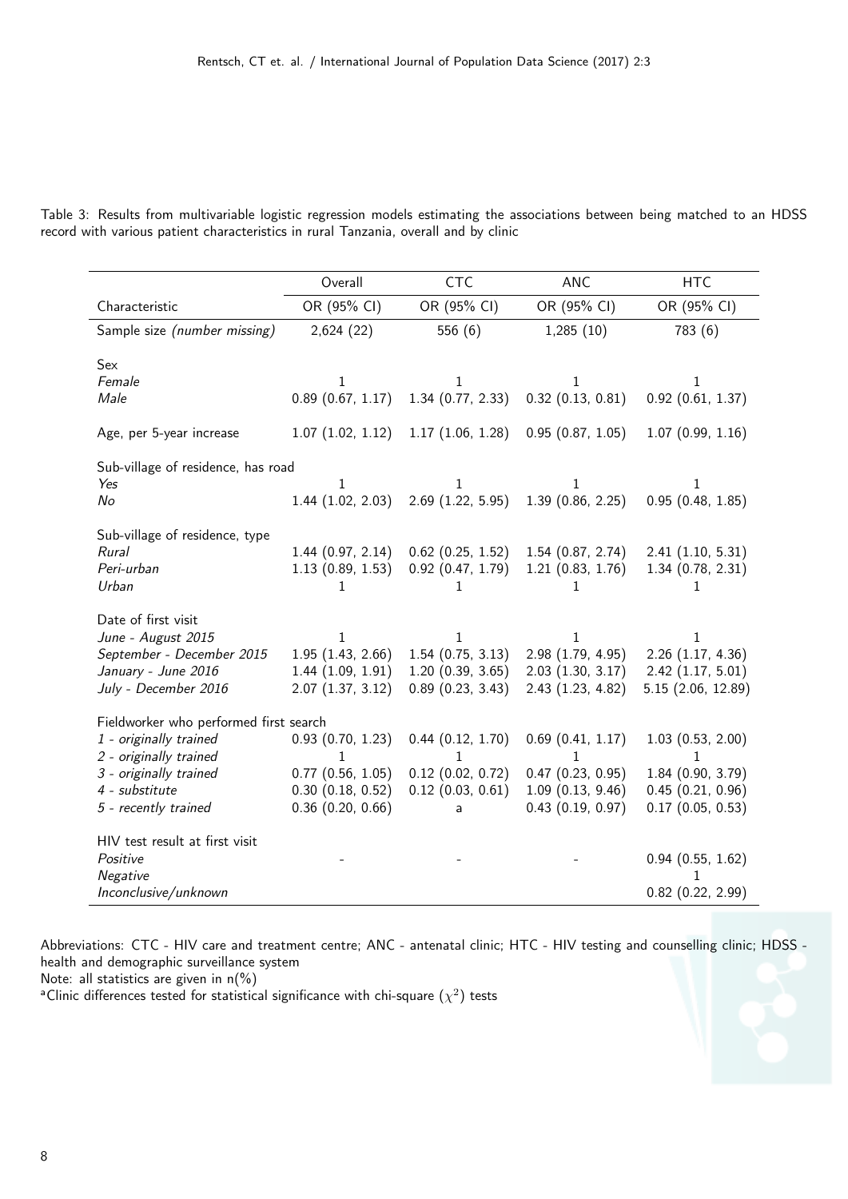Table 3: Results from multivariable logistic regression models estimating the associations between being matched to an HDSS record with various patient characteristics in rural Tanzania, overall and by clinic

| | Overall | CTC | ANC | HTC |
|---|---|---|---|---|
| Characteristic | OR (95% CI) | OR (95% CI) | OR (95% CI) | OR (95% CI) |
| Sample size *(number missing)* | 2,624 (22) | 556 (6) | 1,285 (10) | 783 (6) |
| Sex | | | | |
| *Female* | 1 | 1 | 1 | 1 |
| *Male* | 0.89 (0.67, 1.17) | 1.34 (0.77, 2.33) | 0.32 (0.13, 0.81) | 0.92 (0.61, 1.37) |
| Age, per 5-year increase | 1.07 (1.02, 1.12) | 1.17 (1.06, 1.28) | 0.95 (0.87, 1.05) | 1.07 (0.99, 1.16) |
| Sub-village of residence, has road | | | | |
| *Yes* | 1 | 1 | 1 | 1 |
| *No* | 1.44 (1.02, 2.03) | 2.69 (1.22, 5.95) | 1.39 (0.86, 2.25) | 0.95 (0.48, 1.85) |
| Sub-village of residence, type | | | | |
| *Rural* | 1.44 (0.97, 2.14) | 0.62 (0.25, 1.52) | 1.54 (0.87, 2.74) | 2.41 (1.10, 5.31) |
| *Peri-urban* | 1.13 (0.89, 1.53) | 0.92 (0.47, 1.79) | 1.21 (0.83, 1.76) | 1.34 (0.78, 2.31) |
| *Urban* | 1 | 1 | 1 | 1 |
| Date of first visit | | | | |
| *June - August 2015* | 1 | 1 | 1 | 1 |
| *September - December 2015* | 1.95 (1.43, 2.66) | 1.54 (0.75, 3.13) | 2.98 (1.79, 4.95) | 2.26 (1.17, 4.36) |
| *January - June 2016* | 1.44 (1.09, 1.91) | 1.20 (0.39, 3.65) | 2.03 (1.30, 3.17) | 2.42 (1.17, 5.01) |
| *July - December 2016* | 2.07 (1.37, 3.12) | 0.89 (0.23, 3.43) | 2.43 (1.23, 4.82) | 5.15 (2.06, 12.89) |
| Fieldworker who performed first search | | | | |
| *1 - originally trained* | 0.93 (0.70, 1.23) | 0.44 (0.12, 1.70) | 0.69 (0.41, 1.17) | 1.03 (0.53, 2.00) |
| *2 - originally trained* | 1 | 1 | 1 | 1 |
| *3 - originally trained* | 0.77 (0.56, 1.05) | 0.12 (0.02, 0.72) | 0.47 (0.23, 0.95) | 1.84 (0.90, 3.79) |
| *4 - substitute* | 0.30 (0.18, 0.52) | 0.12 (0.03, 0.61) | 1.09 (0.13, 9.46) | 0.45 (0.21, 0.96) |
| *5 - recently trained* | 0.36 (0.20, 0.66) | a | 0.43 (0.19, 0.97) | 0.17 (0.05, 0.53) |
| HIV test result at first visit | | | | |
| *Positive* | - | - | - | 0.94 (0.55, 1.62) |
| *Negative* | | | | 1 |
| *Inconclusive/unknown* | | | | 0.82 (0.22, 2.99) |

Abbreviations: CTC - HIV care and treatment centre; ANC - antenatal clinic; HTC - HIV testing and counselling clinic; HDSS - health and demographic surveillance system
Note: all statistics are given in n(%)
[a]Clinic differences tested for statistical significance with chi-square ($\chi^2$) tests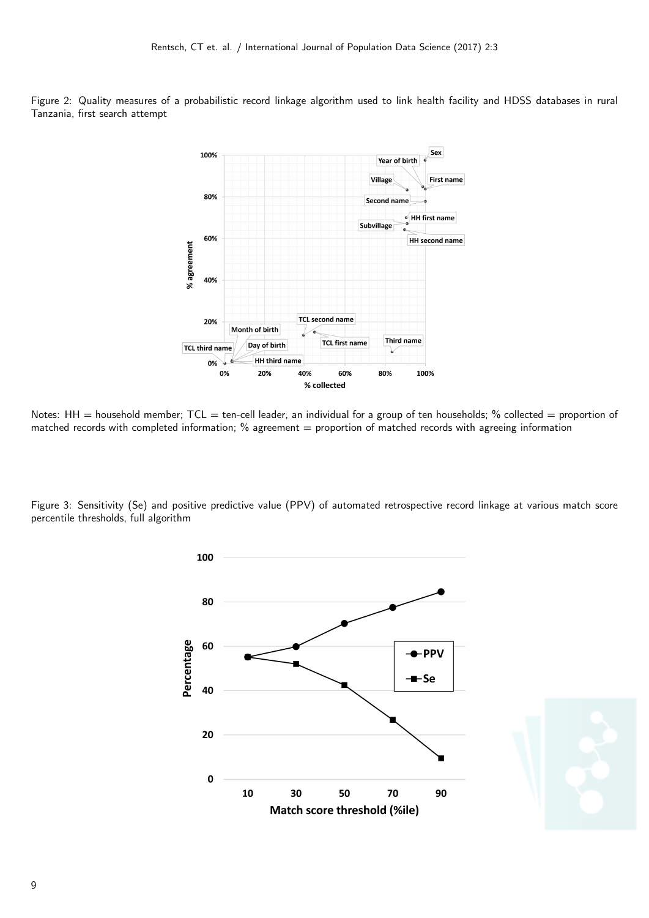Figure 2: Quality measures of a probabilistic record linkage algorithm used to link health facility and HDSS databases in rural Tanzania, first search attempt

Notes: HH = household member; TCL = ten-cell leader, an individual for a group of ten households; % collected = proportion of matched records with completed information; % agreement = proportion of matched records with agreeing information

Figure 3: Sensitivity (Se) and positive predictive value (PPV) of automated retrospective record linkage at various match score percentile thresholds, full algorithm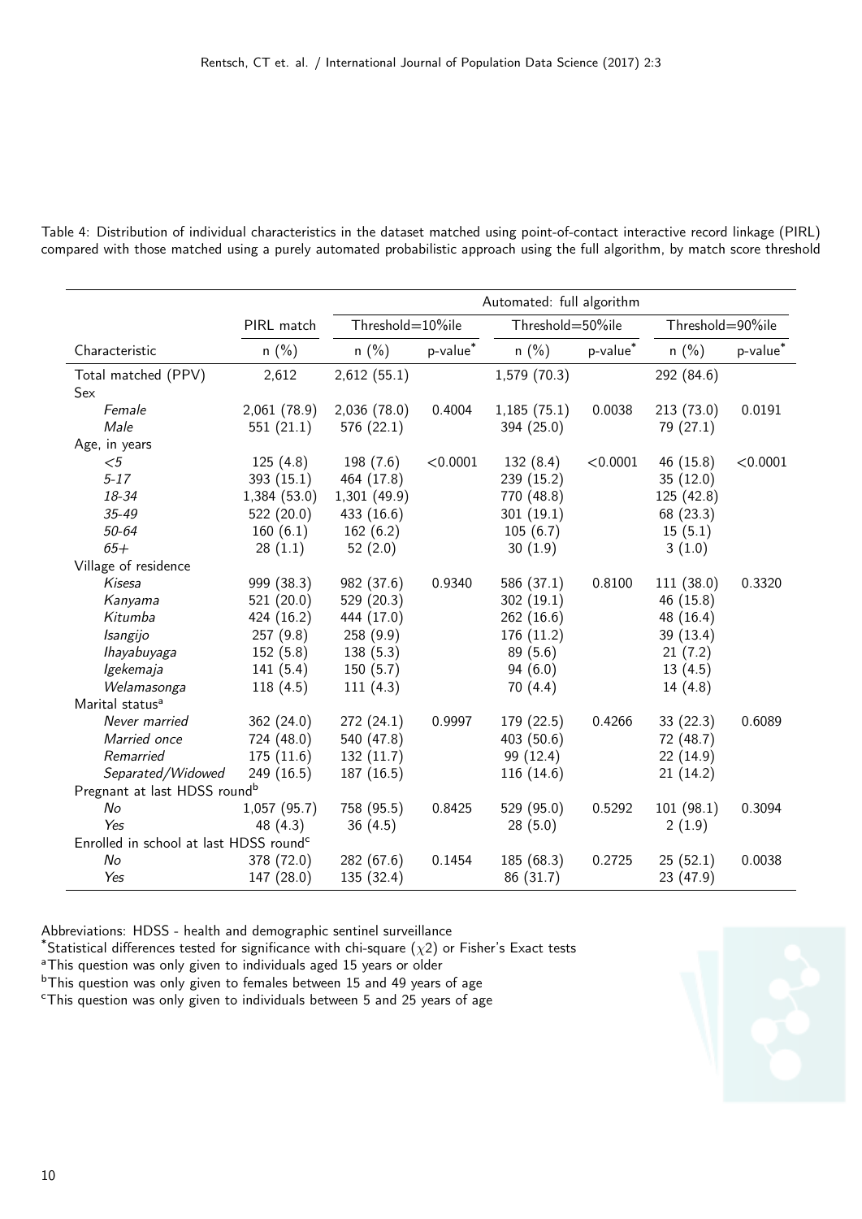Table 4: Distribution of individual characteristics in the dataset matched using point-of-contact interactive record linkage (PIRL) compared with those matched using a purely automated probabilistic approach using the full algorithm, by match score threshold

| | PIRL match | Automated: full algorithm | | | | | |
|---|---|---|---|---|---|---|---|
| | | Threshold=10%ile | | Threshold=50%ile | | Threshold=90%ile | |
| Characteristic | n (%) | n (%) | p-value* | n (%) | p-value* | n (%) | p-value* |
| Total matched (PPV) | 2,612 | 2,612 (55.1) | | 1,579 (70.3) | | 292 (84.6) | |
| Sex | | | | | | | |
| *Female* | 2,061 (78.9) | 2,036 (78.0) | 0.4004 | 1,185 (75.1) | 0.0038 | 213 (73.0) | 0.0191 |
| *Male* | 551 (21.1) | 576 (22.1) | | 394 (25.0) | | 79 (27.1) | |
| Age, in years | | | | | | | |
| *<5* | 125 (4.8) | 198 (7.6) | <0.0001 | 132 (8.4) | <0.0001 | 46 (15.8) | <0.0001 |
| *5-17* | 393 (15.1) | 464 (17.8) | | 239 (15.2) | | 35 (12.0) | |
| *18-34* | 1,384 (53.0) | 1,301 (49.9) | | 770 (48.8) | | 125 (42.8) | |
| *35-49* | 522 (20.0) | 433 (16.6) | | 301 (19.1) | | 68 (23.3) | |
| *50-64* | 160 (6.1) | 162 (6.2) | | 105 (6.7) | | 15 (5.1) | |
| *65+* | 28 (1.1) | 52 (2.0) | | 30 (1.9) | | 3 (1.0) | |
| Village of residence | | | | | | | |
| *Kisesa* | 999 (38.3) | 982 (37.6) | 0.9340 | 586 (37.1) | 0.8100 | 111 (38.0) | 0.3320 |
| *Kanyama* | 521 (20.0) | 529 (20.3) | | 302 (19.1) | | 46 (15.8) | |
| *Kitumba* | 424 (16.2) | 444 (17.0) | | 262 (16.6) | | 48 (16.4) | |
| *Isangijo* | 257 (9.8) | 258 (9.9) | | 176 (11.2) | | 39 (13.4) | |
| *Ihayabuyaga* | 152 (5.8) | 138 (5.3) | | 89 (5.6) | | 21 (7.2) | |
| *Igekemaja* | 141 (5.4) | 150 (5.7) | | 94 (6.0) | | 13 (4.5) | |
| *Welamasonga* | 118 (4.5) | 111 (4.3) | | 70 (4.4) | | 14 (4.8) | |
| Marital status[a] | | | | | | | |
| *Never married* | 362 (24.0) | 272 (24.1) | 0.9997 | 179 (22.5) | 0.4266 | 33 (22.3) | 0.6089 |
| *Married once* | 724 (48.0) | 540 (47.8) | | 403 (50.6) | | 72 (48.7) | |
| *Remarried* | 175 (11.6) | 132 (11.7) | | 99 (12.4) | | 22 (14.9) | |
| *Separated/Widowed* | 249 (16.5) | 187 (16.5) | | 116 (14.6) | | 21 (14.2) | |
| Pregnant at last HDSS round[b] | | | | | | | |
| *No* | 1,057 (95.7) | 758 (95.5) | 0.8425 | 529 (95.0) | 0.5292 | 101 (98.1) | 0.3094 |
| *Yes* | 48 (4.3) | 36 (4.5) | | 28 (5.0) | | 2 (1.9) | |
| Enrolled in school at last HDSS round[c] | | | | | | | |
| *No* | 378 (72.0) | 282 (67.6) | 0.1454 | 185 (68.3) | 0.2725 | 25 (52.1) | 0.0038 |
| *Yes* | 147 (28.0) | 135 (32.4) | | 86 (31.7) | | 23 (47.9) | |

Abbreviations: HDSS - health and demographic sentinel surveillance

*Statistical differences tested for significance with chi-square ($\chi 2$) or Fisher's Exact tests

[a] This question was only given to individuals aged 15 years or older

[b] This question was only given to females between 15 and 49 years of age

[c] This question was only given to individuals between 5 and 25 years of age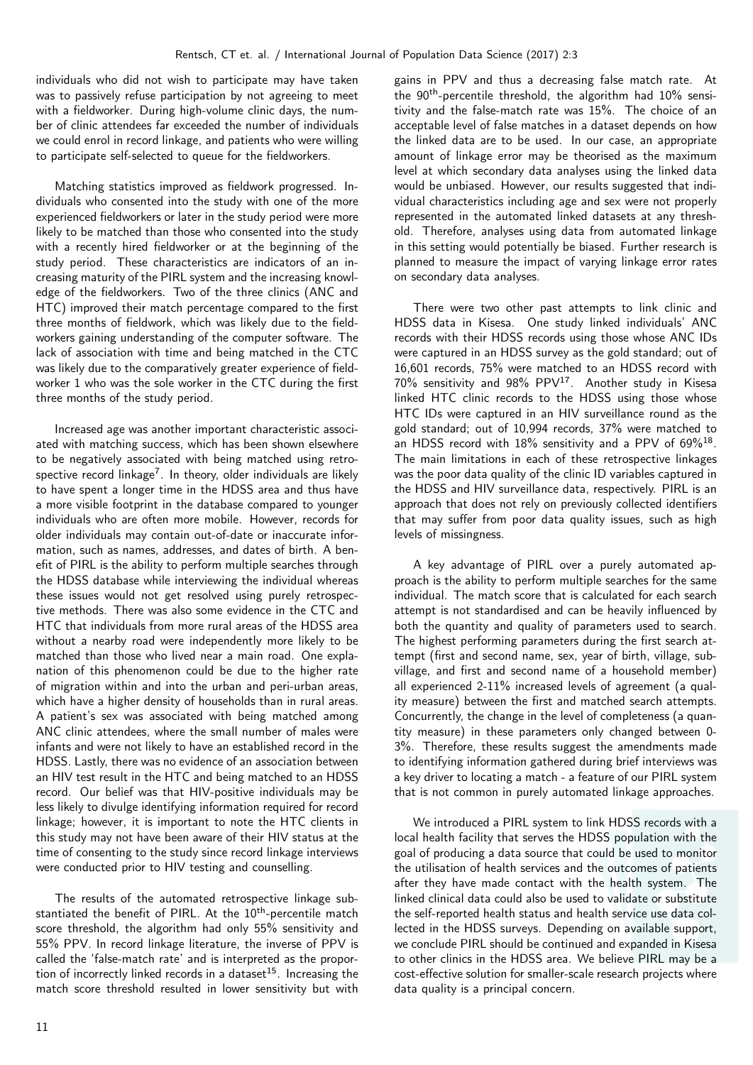individuals who did not wish to participate may have taken was to passively refuse participation by not agreeing to meet with a fieldworker. During high-volume clinic days, the number of clinic attendees far exceeded the number of individuals we could enrol in record linkage, and patients who were willing to participate self-selected to queue for the fieldworkers.

Matching statistics improved as fieldwork progressed. Individuals who consented into the study with one of the more experienced fieldworkers or later in the study period were more likely to be matched than those who consented into the study with a recently hired fieldworker or at the beginning of the study period. These characteristics are indicators of an increasing maturity of the PIRL system and the increasing knowledge of the fieldworkers. Two of the three clinics (ANC and HTC) improved their match percentage compared to the first three months of fieldwork, which was likely due to the fieldworkers gaining understanding of the computer software. The lack of association with time and being matched in the CTC was likely due to the comparatively greater experience of fieldworker 1 who was the sole worker in the CTC during the first three months of the study period.

Increased age was another important characteristic associated with matching success, which has been shown elsewhere to be negatively associated with being matched using retrospective record linkage[7]. In theory, older individuals are likely to have spent a longer time in the HDSS area and thus have a more visible footprint in the database compared to younger individuals who are often more mobile. However, records for older individuals may contain out-of-date or inaccurate information, such as names, addresses, and dates of birth. A benefit of PIRL is the ability to perform multiple searches through the HDSS database while interviewing the individual whereas these issues would not get resolved using purely retrospective methods. There was also some evidence in the CTC and HTC that individuals from more rural areas of the HDSS area without a nearby road were independently more likely to be matched than those who lived near a main road. One explanation of this phenomenon could be due to the higher rate of migration within and into the urban and peri-urban areas, which have a higher density of households than in rural areas. A patient's sex was associated with being matched among ANC clinic attendees, where the small number of males were infants and were not likely to have an established record in the HDSS. Lastly, there was no evidence of an association between an HIV test result in the HTC and being matched to an HDSS record. Our belief was that HIV-positive individuals may be less likely to divulge identifying information required for record linkage; however, it is important to note the HTC clients in this study may not have been aware of their HIV status at the time of consenting to the study since record linkage interviews were conducted prior to HIV testing and counselling.

The results of the automated retrospective linkage substantiated the benefit of PIRL. At the 10$^{th}$-percentile match score threshold, the algorithm had only 55% sensitivity and 55% PPV. In record linkage literature, the inverse of PPV is called the 'false-match rate' and is interpreted as the proportion of incorrectly linked records in a dataset[15]. Increasing the match score threshold resulted in lower sensitivity but with gains in PPV and thus a decreasing false match rate. At the 90$^{th}$-percentile threshold, the algorithm had 10% sensitivity and the false-match rate was 15%. The choice of an acceptable level of false matches in a dataset depends on how the linked data are to be used. In our case, an appropriate amount of linkage error may be theorised as the maximum level at which secondary data analyses using the linked data would be unbiased. However, our results suggested that individual characteristics including age and sex were not properly represented in the automated linked datasets at any threshold. Therefore, analyses using data from automated linkage in this setting would potentially be biased. Further research is planned to measure the impact of varying linkage error rates on secondary data analyses.

There were two other past attempts to link clinic and HDSS data in Kisesa. One study linked individuals' ANC records with their HDSS records using those whose ANC IDs were captured in an HDSS survey as the gold standard; out of 16,601 records, 75% were matched to an HDSS record with 70% sensitivity and 98% PPV[17]. Another study in Kisesa linked HTC clinic records to the HDSS using those whose HTC IDs were captured in an HIV surveillance round as the gold standard; out of 10,994 records, 37% were matched to an HDSS record with 18% sensitivity and a PPV of 69%[18]. The main limitations in each of these retrospective linkages was the poor data quality of the clinic ID variables captured in the HDSS and HIV surveillance data, respectively. PIRL is an approach that does not rely on previously collected identifiers that may suffer from poor data quality issues, such as high levels of missingness.

A key advantage of PIRL over a purely automated approach is the ability to perform multiple searches for the same individual. The match score that is calculated for each search attempt is not standardised and can be heavily influenced by both the quantity and quality of parameters used to search. The highest performing parameters during the first search attempt (first and second name, sex, year of birth, village, subvillage, and first and second name of a household member) all experienced 2-11% increased levels of agreement (a quality measure) between the first and matched search attempts. Concurrently, the change in the level of completeness (a quantity measure) in these parameters only changed between 0-3%. Therefore, these results suggest the amendments made to identifying information gathered during brief interviews was a key driver to locating a match - a feature of our PIRL system that is not common in purely automated linkage approaches.

We introduced a PIRL system to link HDSS records with a local health facility that serves the HDSS population with the goal of producing a data source that could be used to monitor the utilisation of health services and the outcomes of patients after they have made contact with the health system. The linked clinical data could also be used to validate or substitute the self-reported health status and health service use data collected in the HDSS surveys. Depending on available support, we conclude PIRL should be continued and expanded in Kisesa to other clinics in the HDSS area. We believe PIRL may be a cost-effective solution for smaller-scale research projects where data quality is a principal concern.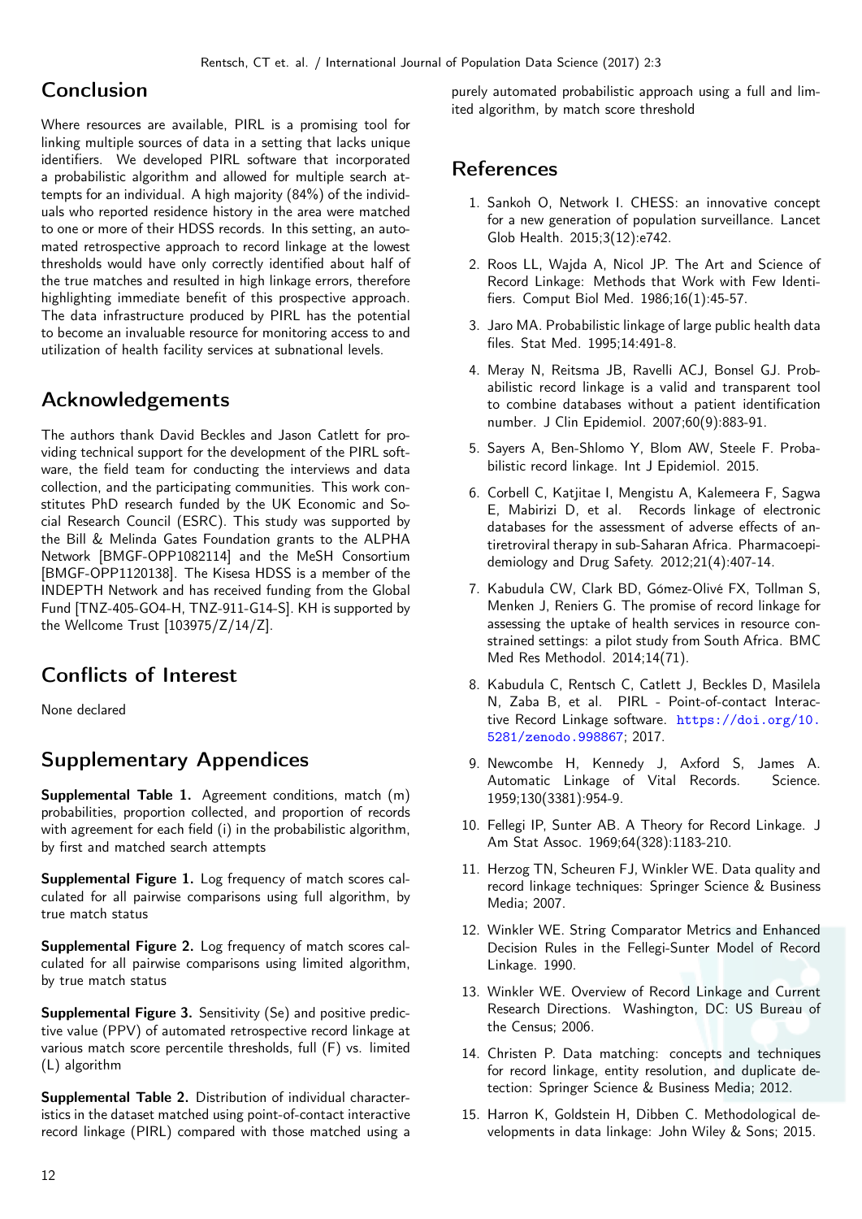## Conclusion

Where resources are available, PIRL is a promising tool for linking multiple sources of data in a setting that lacks unique identifiers. We developed PIRL software that incorporated a probabilistic algorithm and allowed for multiple search attempts for an individual. A high majority (84%) of the individuals who reported residence history in the area were matched to one or more of their HDSS records. In this setting, an automated retrospective approach to record linkage at the lowest thresholds would have only correctly identified about half of the true matches and resulted in high linkage errors, therefore highlighting immediate benefit of this prospective approach. The data infrastructure produced by PIRL has the potential to become an invaluable resource for monitoring access to and utilization of health facility services at subnational levels.

## Acknowledgements

The authors thank David Beckles and Jason Catlett for providing technical support for the development of the PIRL software, the field team for conducting the interviews and data collection, and the participating communities. This work constitutes PhD research funded by the UK Economic and Social Research Council (ESRC). This study was supported by the Bill & Melinda Gates Foundation grants to the ALPHA Network [BMGF-OPP1082114] and the MeSH Consortium [BMGF-OPP1120138]. The Kisesa HDSS is a member of the INDEPTH Network and has received funding from the Global Fund [TNZ-405-GO4-H, TNZ-911-G14-S]. KH is supported by the Wellcome Trust [103975/Z/14/Z].

## Conflicts of Interest

None declared

## Supplementary Appendices

**Supplemental Table 1.** Agreement conditions, match (m) probabilities, proportion collected, and proportion of records with agreement for each field (i) in the probabilistic algorithm, by first and matched search attempts

**Supplemental Figure 1.** Log frequency of match scores calculated for all pairwise comparisons using full algorithm, by true match status

**Supplemental Figure 2.** Log frequency of match scores calculated for all pairwise comparisons using limited algorithm, by true match status

**Supplemental Figure 3.** Sensitivity (Se) and positive predictive value (PPV) of automated retrospective record linkage at various match score percentile thresholds, full (F) vs. limited (L) algorithm

**Supplemental Table 2.** Distribution of individual characteristics in the dataset matched using point-of-contact interactive record linkage (PIRL) compared with those matched using a purely automated probabilistic approach using a full and limited algorithm, by match score threshold

## References

1. Sankoh O, Network I. CHESS: an innovative concept for a new generation of population surveillance. Lancet Glob Health. 2015;3(12):e742.
2. Roos LL, Wajda A, Nicol JP. The Art and Science of Record Linkage: Methods that Work with Few Identifiers. Comput Biol Med. 1986;16(1):45-57.
3. Jaro MA. Probabilistic linkage of large public health data files. Stat Med. 1995;14:491-8.
4. Meray N, Reitsma JB, Ravelli ACJ, Bonsel GJ. Probabilistic record linkage is a valid and transparent tool to combine databases without a patient identification number. J Clin Epidemiol. 2007;60(9):883-91.
5. Sayers A, Ben-Shlomo Y, Blom AW, Steele F. Probabilistic record linkage. Int J Epidemiol. 2015.
6. Corbell C, Katjitae I, Mengistu A, Kalemeera F, Sagwa E, Mabirizi D, et al. Records linkage of electronic databases for the assessment of adverse effects of antiretroviral therapy in sub-Saharan Africa. Pharmacoepidemiology and Drug Safety. 2012;21(4):407-14.
7. Kabudula CW, Clark BD, Gómez-Olivé FX, Tollman S, Menken J, Reniers G. The promise of record linkage for assessing the uptake of health services in resource constrained settings: a pilot study from South Africa. BMC Med Res Methodol. 2014;14(71).
8. Kabudula C, Rentsch C, Catlett J, Beckles D, Masilela N, Zaba B, et al. PIRL - Point-of-contact Interactive Record Linkage software. https://doi.org/10.5281/zenodo.998867; 2017.
9. Newcombe H, Kennedy J, Axford S, James A. Automatic Linkage of Vital Records. Science. 1959;130(3381):954-9.
10. Fellegi IP, Sunter AB. A Theory for Record Linkage. J Am Stat Assoc. 1969;64(328):1183-210.
11. Herzog TN, Scheuren FJ, Winkler WE. Data quality and record linkage techniques: Springer Science & Business Media; 2007.
12. Winkler WE. String Comparator Metrics and Enhanced Decision Rules in the Fellegi-Sunter Model of Record Linkage. 1990.
13. Winkler WE. Overview of Record Linkage and Current Research Directions. Washington, DC: US Bureau of the Census; 2006.
14. Christen P. Data matching: concepts and techniques for record linkage, entity resolution, and duplicate detection: Springer Science & Business Media; 2012.
15. Harron K, Goldstein H, Dibben C. Methodological developments in data linkage: John Wiley & Sons; 2015.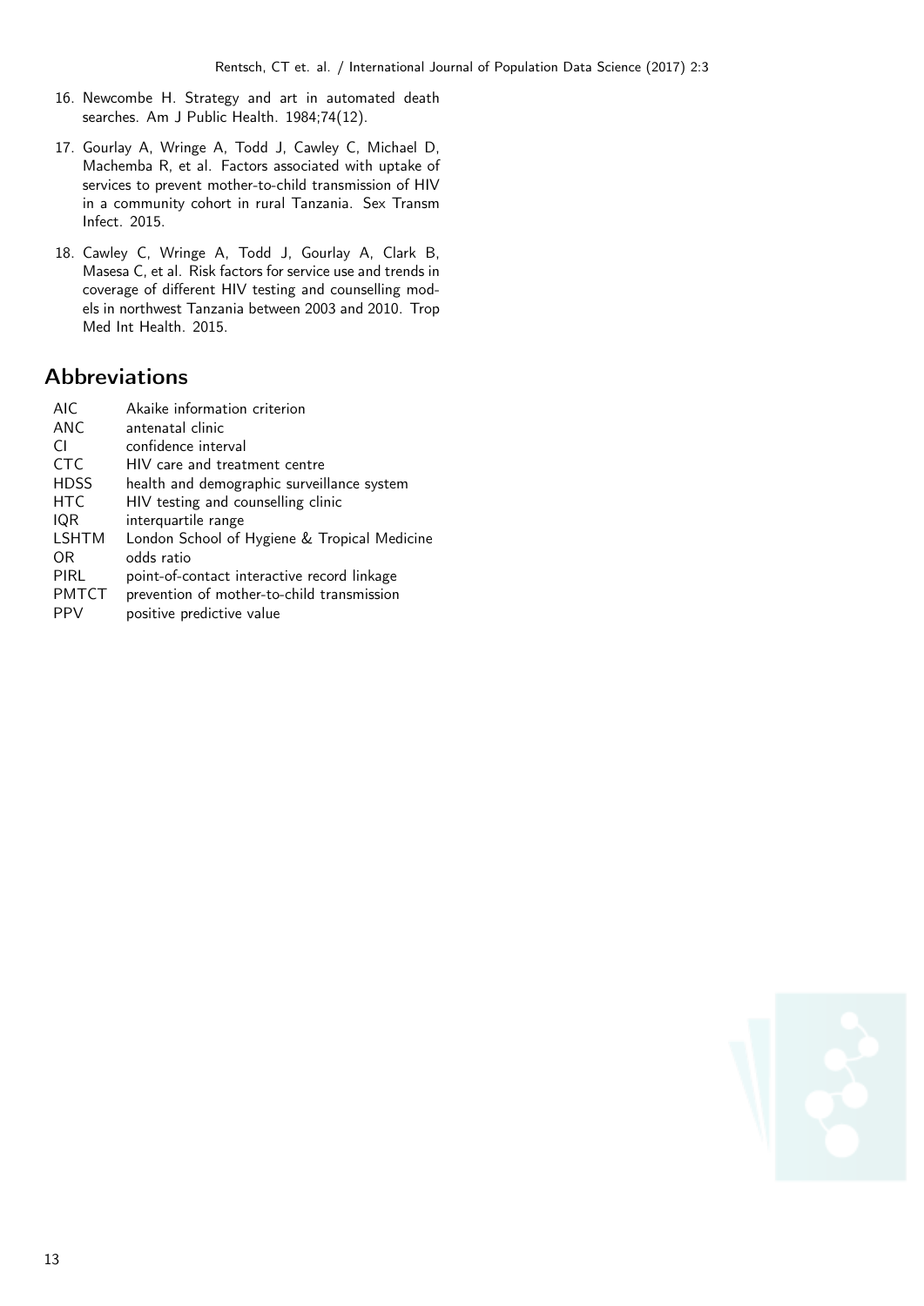16. Newcombe H. Strategy and art in automated death searches. Am J Public Health. 1984;74(12).

17. Gourlay A, Wringe A, Todd J, Cawley C, Michael D, Machemba R, et al. Factors associated with uptake of services to prevent mother-to-child transmission of HIV in a community cohort in rural Tanzania. Sex Transm Infect. 2015.

18. Cawley C, Wringe A, Todd J, Gourlay A, Clark B, Masesa C, et al. Risk factors for service use and trends in coverage of different HIV testing and counselling models in northwest Tanzania between 2003 and 2010. Trop Med Int Health. 2015.

## Abbreviations

| | |
|---|---|
| AIC | Akaike information criterion |
| ANC | antenatal clinic |
| CI | confidence interval |
| CTC | HIV care and treatment centre |
| HDSS | health and demographic surveillance system |
| HTC | HIV testing and counselling clinic |
| IQR | interquartile range |
| LSHTM | London School of Hygiene & Tropical Medicine |
| OR | odds ratio |
| PIRL | point-of-contact interactive record linkage |
| PMTCT | prevention of mother-to-child transmission |
| PPV | positive predictive value |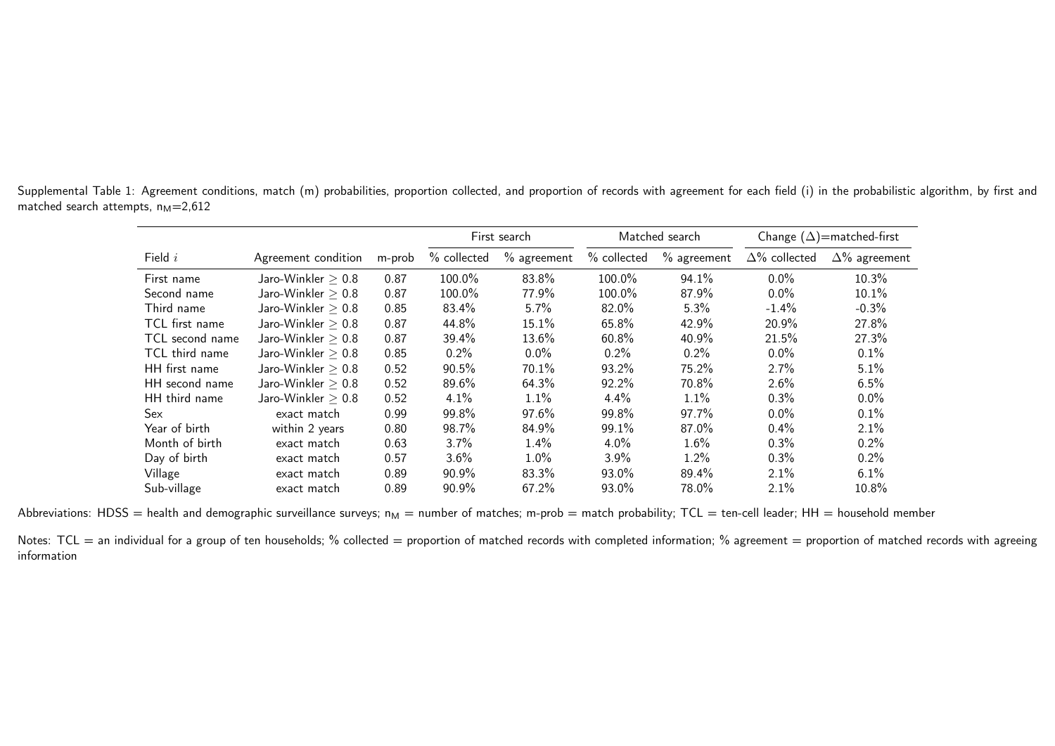Supplemental Table 1: Agreement conditions, match (m) probabilities, proportion collected, and proportion of records with agreement for each field (i) in the probabilistic algorithm, by first and matched search attempts, $n_M$=2,612

| | | | First search | | Matched search | | Change (Δ)=matched-first | |
|---|---|---|---|---|---|---|---|---|
| Field $i$ | Agreement condition | m-prob | % collected | % agreement | % collected | % agreement | Δ% collected | Δ% agreement |
| First name | Jaro-Winkler ≥ 0.8 | 0.87 | 100.0% | 83.8% | 100.0% | 94.1% | 0.0% | 10.3% |
| Second name | Jaro-Winkler ≥ 0.8 | 0.87 | 100.0% | 77.9% | 100.0% | 87.9% | 0.0% | 10.1% |
| Third name | Jaro-Winkler ≥ 0.8 | 0.85 | 83.4% | 5.7% | 82.0% | 5.3% | -1.4% | -0.3% |
| TCL first name | Jaro-Winkler ≥ 0.8 | 0.87 | 44.8% | 15.1% | 65.8% | 42.9% | 20.9% | 27.8% |
| TCL second name | Jaro-Winkler ≥ 0.8 | 0.87 | 39.4% | 13.6% | 60.8% | 40.9% | 21.5% | 27.3% |
| TCL third name | Jaro-Winkler ≥ 0.8 | 0.85 | 0.2% | 0.0% | 0.2% | 0.2% | 0.0% | 0.1% |
| HH first name | Jaro-Winkler ≥ 0.8 | 0.52 | 90.5% | 70.1% | 93.2% | 75.2% | 2.7% | 5.1% |
| HH second name | Jaro-Winkler ≥ 0.8 | 0.52 | 89.6% | 64.3% | 92.2% | 70.8% | 2.6% | 6.5% |
| HH third name | Jaro-Winkler ≥ 0.8 | 0.52 | 4.1% | 1.1% | 4.4% | 1.1% | 0.3% | 0.0% |
| Sex | exact match | 0.99 | 99.8% | 97.6% | 99.8% | 97.7% | 0.0% | 0.1% |
| Year of birth | within 2 years | 0.80 | 98.7% | 84.9% | 99.1% | 87.0% | 0.4% | 2.1% |
| Month of birth | exact match | 0.63 | 3.7% | 1.4% | 4.0% | 1.6% | 0.3% | 0.2% |
| Day of birth | exact match | 0.57 | 3.6% | 1.0% | 3.9% | 1.2% | 0.3% | 0.2% |
| Village | exact match | 0.89 | 90.9% | 83.3% | 93.0% | 89.4% | 2.1% | 6.1% |
| Sub-village | exact match | 0.89 | 90.9% | 67.2% | 93.0% | 78.0% | 2.1% | 10.8% |

Abbreviations: HDSS = health and demographic surveillance surveys; $n_M$ = number of matches; m-prob = match probability; TCL = ten-cell leader; HH = household member

Notes: TCL = an individual for a group of ten households; % collected = proportion of matched records with completed information; % agreement = proportion of matched records with agreeing information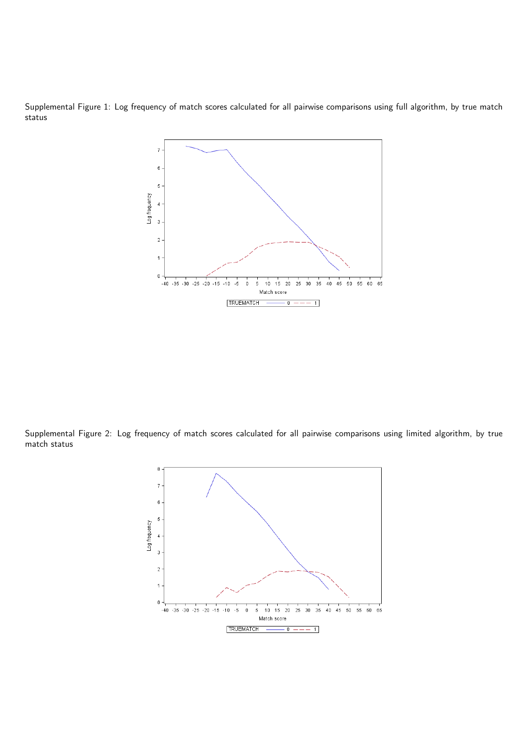Supplemental Figure 1: Log frequency of match scores calculated for all pairwise comparisons using full algorithm, by true match status

Supplemental Figure 2: Log frequency of match scores calculated for all pairwise comparisons using limited algorithm, by true match status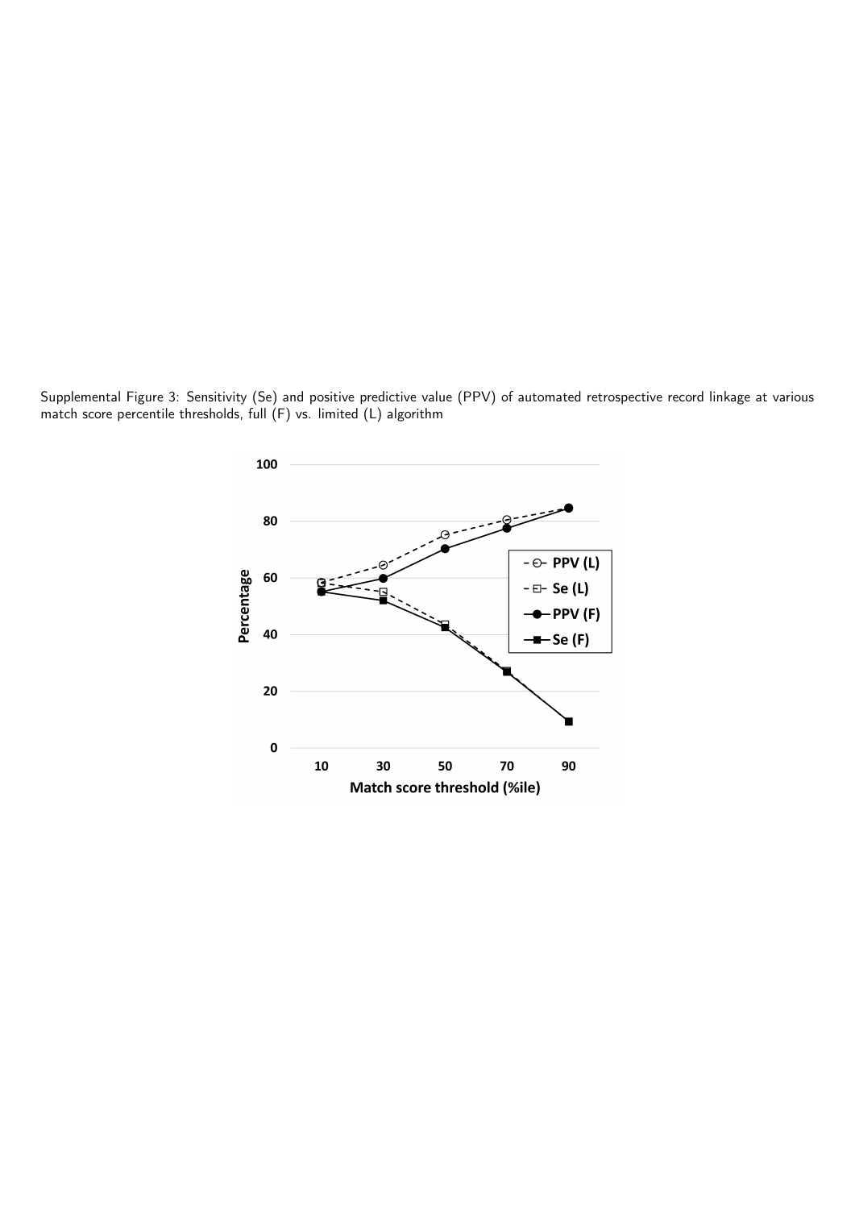Supplemental Figure 3: Sensitivity (Se) and positive predictive value (PPV) of automated retrospective record linkage at various match score percentile thresholds, full (F) vs. limited (L) algorithm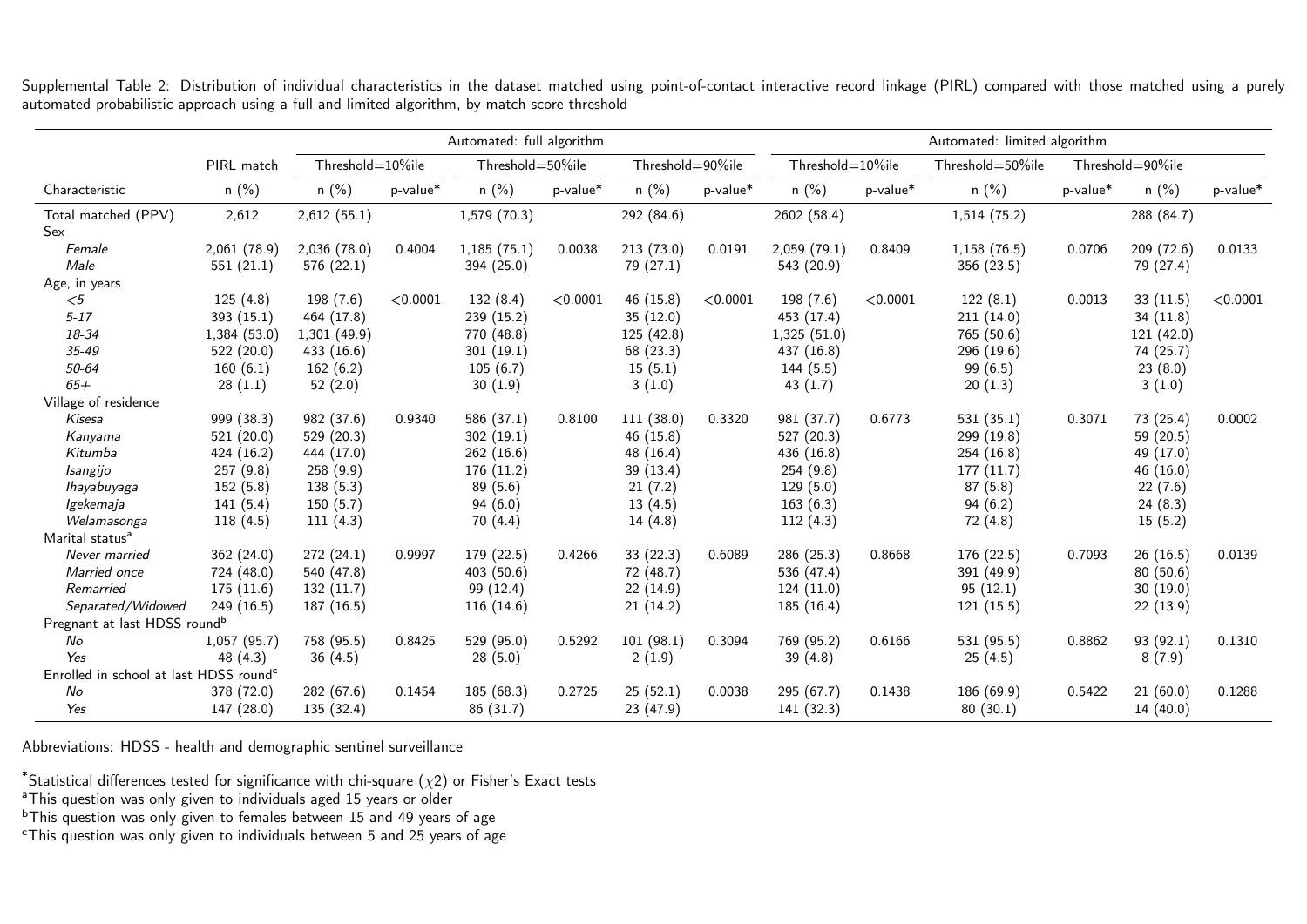Supplemental Table 2: Distribution of individual characteristics in the dataset matched using point-of-contact interactive record linkage (PIRL) compared with those matched using a purely automated probabilistic approach using a full and limited algorithm, by match score threshold

| | PIRL match | Automated: full algorithm | | | | | | Automated: limited algorithm | | | | | |
|---|---|---|---|---|---|---|---|---|---|---|---|---|---|
| | | Threshold=10%ile | | Threshold=50%ile | | Threshold=90%ile | | Threshold=10%ile | | Threshold=50%ile | | Threshold=90%ile | |
| Characteristic | n (%) | n (%) | p-value* | n (%) | p-value* | n (%) | p-value* | n (%) | p-value* | n (%) | p-value* | n (%) | p-value* |
| Total matched (PPV) | 2,612 | 2,612 (55.1) | | 1,579 (70.3) | | 292 (84.6) | | 2602 (58.4) | | 1,514 (75.2) | | 288 (84.7) | |
| Sex | | | | | | | | | | | | | |
| *Female* | 2,061 (78.9) | 2,036 (78.0) | 0.4004 | 1,185 (75.1) | 0.0038 | 213 (73.0) | 0.0191 | 2,059 (79.1) | 0.8409 | 1,158 (76.5) | 0.0706 | 209 (72.6) | 0.0133 |
| *Male* | 551 (21.1) | 576 (22.1) | | 394 (25.0) | | 79 (27.1) | | 543 (20.9) | | 356 (23.5) | | 79 (27.4) | |
| Age, in years | | | | | | | | | | | | | |
| *<5* | 125 (4.8) | 198 (7.6) | <0.0001 | 132 (8.4) | <0.0001 | 46 (15.8) | <0.0001 | 198 (7.6) | <0.0001 | 122 (8.1) | 0.0013 | 33 (11.5) | <0.0001 |
| *5-17* | 393 (15.1) | 464 (17.8) | | 239 (15.2) | | 35 (12.0) | | 453 (17.4) | | 211 (14.0) | | 34 (11.8) | |
| *18-34* | 1,384 (53.0) | 1,301 (49.9) | | 770 (48.8) | | 125 (42.8) | | 1,325 (51.0) | | 765 (50.6) | | 121 (42.0) | |
| *35-49* | 522 (20.0) | 433 (16.6) | | 301 (19.1) | | 68 (23.3) | | 437 (16.8) | | 296 (19.6) | | 74 (25.7) | |
| *50-64* | 160 (6.1) | 162 (6.2) | | 105 (6.7) | | 15 (5.1) | | 144 (5.5) | | 99 (6.5) | | 23 (8.0) | |
| *65+* | 28 (1.1) | 52 (2.0) | | 30 (1.9) | | 3 (1.0) | | 43 (1.7) | | 20 (1.3) | | 3 (1.0) | |
| Village of residence | | | | | | | | | | | | | |
| *Kisesa* | 999 (38.3) | 982 (37.6) | 0.9340 | 586 (37.1) | 0.8100 | 111 (38.0) | 0.3320 | 981 (37.7) | 0.6773 | 531 (35.1) | 0.3071 | 73 (25.4) | 0.0002 |
| *Kanyama* | 521 (20.0) | 529 (20.3) | | 302 (19.1) | | 46 (15.8) | | 527 (20.3) | | 299 (19.8) | | 59 (20.5) | |
| *Kitumba* | 424 (16.2) | 444 (17.0) | | 262 (16.6) | | 48 (16.4) | | 436 (16.8) | | 254 (16.8) | | 49 (17.0) | |
| *Isangijo* | 257 (9.8) | 258 (9.9) | | 176 (11.2) | | 39 (13.4) | | 254 (9.8) | | 177 (11.7) | | 46 (16.0) | |
| *Ihayabuyaga* | 152 (5.8) | 138 (5.3) | | 89 (5.6) | | 21 (7.2) | | 129 (5.0) | | 87 (5.8) | | 22 (7.6) | |
| *Igekemaja* | 141 (5.4) | 150 (5.7) | | 94 (6.0) | | 13 (4.5) | | 163 (6.3) | | 94 (6.2) | | 24 (8.3) | |
| *Welamasonga* | 118 (4.5) | 111 (4.3) | | 70 (4.4) | | 14 (4.8) | | 112 (4.3) | | 72 (4.8) | | 15 (5.2) | |
| Marital status[a] | | | | | | | | | | | | | |
| *Never married* | 362 (24.0) | 272 (24.1) | 0.9997 | 179 (22.5) | 0.4266 | 33 (22.3) | 0.6089 | 286 (25.3) | 0.8668 | 176 (22.5) | 0.7093 | 26 (16.5) | 0.0139 |
| *Married once* | 724 (48.0) | 540 (47.8) | | 403 (50.6) | | 72 (48.7) | | 536 (47.4) | | 391 (49.9) | | 80 (50.6) | |
| *Remarried* | 175 (11.6) | 132 (11.7) | | 99 (12.4) | | 22 (14.9) | | 124 (11.0) | | 95 (12.1) | | 30 (19.0) | |
| *Separated/Widowed* | 249 (16.5) | 187 (16.5) | | 116 (14.6) | | 21 (14.2) | | 185 (16.4) | | 121 (15.5) | | 22 (13.9) | |
| Pregnant at last HDSS round[b] | | | | | | | | | | | | | |
| *No* | 1,057 (95.7) | 758 (95.5) | 0.8425 | 529 (95.0) | 0.5292 | 101 (98.1) | 0.3094 | 769 (95.2) | 0.6166 | 531 (95.5) | 0.8862 | 93 (92.1) | 0.1310 |
| *Yes* | 48 (4.3) | 36 (4.5) | | 28 (5.0) | | 2 (1.9) | | 39 (4.8) | | 25 (4.5) | | 8 (7.9) | |
| Enrolled in school at last HDSS round[c] | | | | | | | | | | | | | |
| *No* | 378 (72.0) | 282 (67.6) | 0.1454 | 185 (68.3) | 0.2725 | 25 (52.1) | 0.0038 | 295 (67.7) | 0.1438 | 186 (69.9) | 0.5422 | 21 (60.0) | 0.1288 |
| *Yes* | 147 (28.0) | 135 (32.4) | | 86 (31.7) | | 23 (47.9) | | 141 (32.3) | | 80 (30.1) | | 14 (40.0) | |

Abbreviations: HDSS - health and demographic sentinel surveillance

*Statistical differences tested for significance with chi-square ($\chi2$) or Fisher's Exact tests
[a]This question was only given to individuals aged 15 years or older
[b]This question was only given to females between 15 and 49 years of age
[c]This question was only given to individuals between 5 and 25 years of age